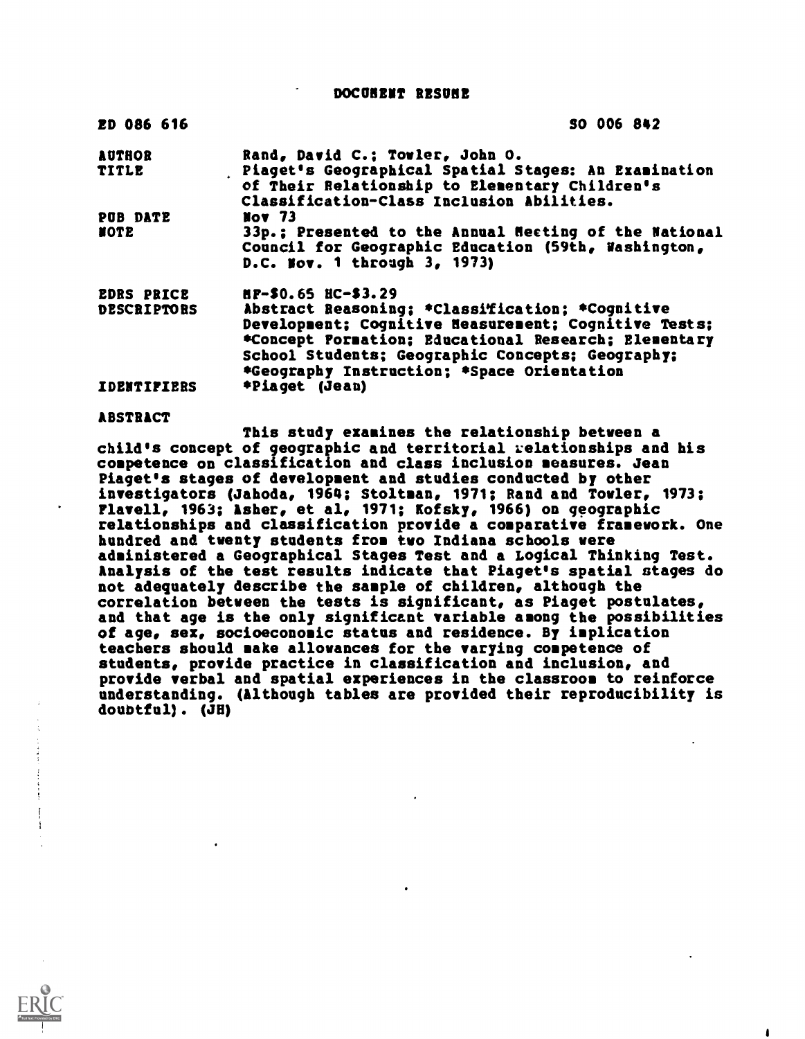DOCUMENT RESUME

| ED 086 616 | SO 006 842 |
|---|---|
| AUTHOR | Rand, David C.; Towler, John O. |
| TITLE | Piaget's Geographical Spatial Stages: An Examination of Their Relationship to Elementary Children's Classification-Class Inclusion Abilities. |
| PUB DATE | Nov 73 |
| NOTE | 33p.; Presented to the Annual Meeting of the National Council for Geographic Education (59th, Washington, D.C. Nov. 1 through 3, 1973) |
| EDRS PRICE | MF-$0.65 HC-$3.29 |
| DESCRIPTORS | Abstract Reasoning; *Classification; *Cognitive Development; Cognitive Measurement; Cognitive Tests; *Concept Formation; Educational Research; Elementary School Students; Geographic Concepts; Geography; *Geography Instruction; *Space Orientation |
| IDENTIFIERS | *Piaget (Jean) |

ABSTRACT

This study examines the relationship between a child's concept of geographic and territorial relationships and his competence on classification and class inclusion measures. Jean Piaget's stages of development and studies conducted by other investigators (Jahoda, 1964; Stoltman, 1971; Rand and Towler, 1973; Flavell, 1963; Asher, et al, 1971; Kofsky, 1966) on geographic relationships and classification provide a comparative framework. One hundred and twenty students from two Indiana schools were administered a Geographical Stages Test and a Logical Thinking Test. Analysis of the test results indicate that Piaget's spatial stages do not adequately describe the sample of children, although the correlation between the tests is significant, as Piaget postulates, and that age is the only significant variable among the possibilities of age, sex, socioeconomic status and residence. By implication teachers should make allowances for the varying competence of students, provide practice in classification and inclusion, and provide verbal and spatial experiences in the classroom to reinforce understanding. (Although tables are provided their reproducibility is doubtful). (JH)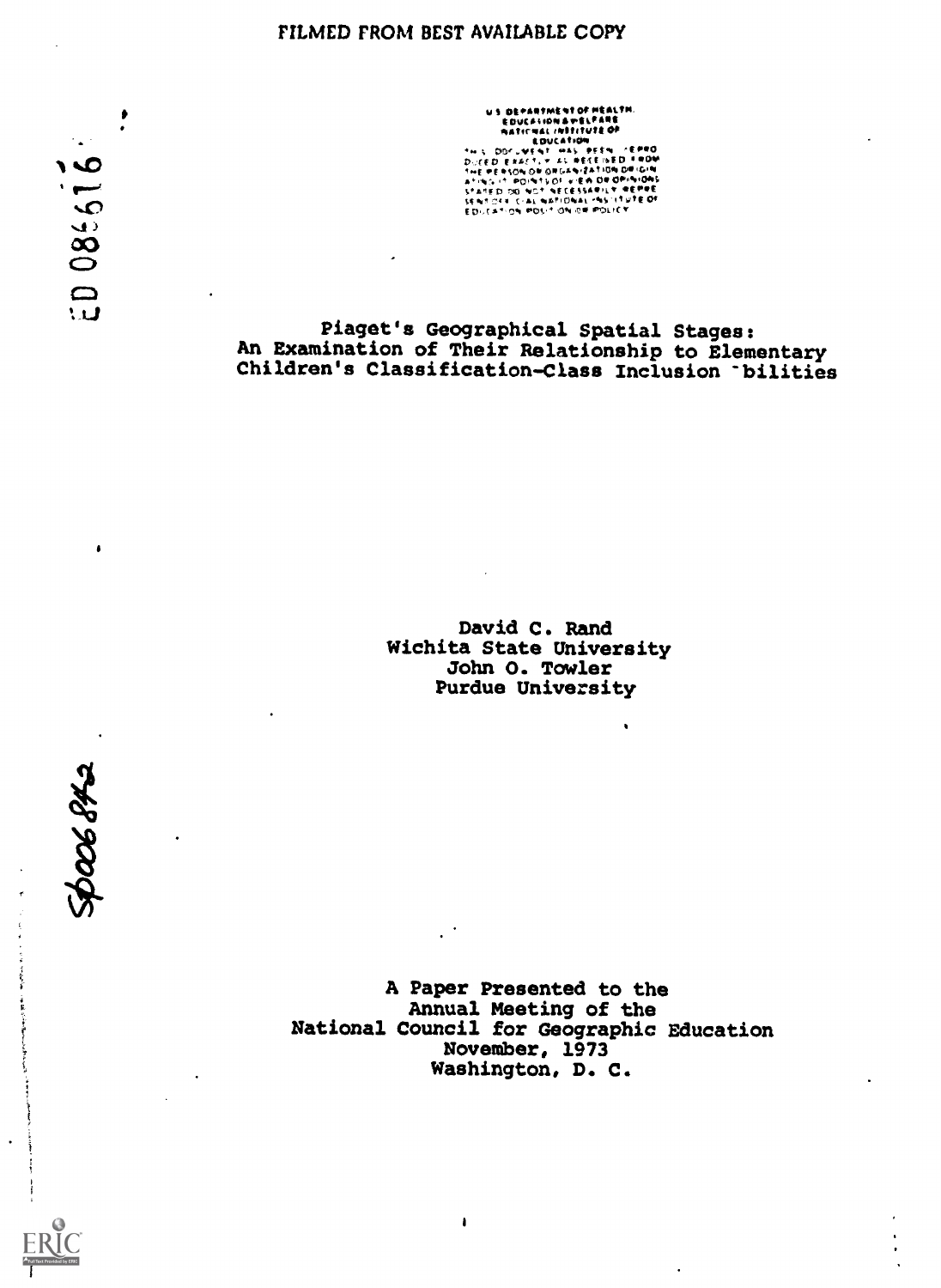FILMED FROM BEST AVAILABLE COPY

ED 086616

U.S. DEPARTMENT OF HEALTH, EDUCATION & WELFARE NATIONAL INSTITUTE OF EDUCATION THIS DOCUMENT HAS BEEN REPRODUCED EXACTLY AS RECEIVED FROM THE PERSON OR ORGANIZATION ORIGINATING IT. POINTS OF VIEW OR OPINIONS STATED DO NOT NECESSARILY REPRESENT OFFICIAL NATIONAL INSTITUTE OF EDUCATION POSITION OR POLICY

# Piaget's Geographical Spatial Stages: An Examination of Their Relationship to Elementary Children's Classification-Class Inclusion ~bilities

David C. Rand
Wichita State University
John O. Towler
Purdue University

SP006 842

A Paper Presented to the
Annual Meeting of the
National Council for Geographic Education
November, 1973
Washington, D. C.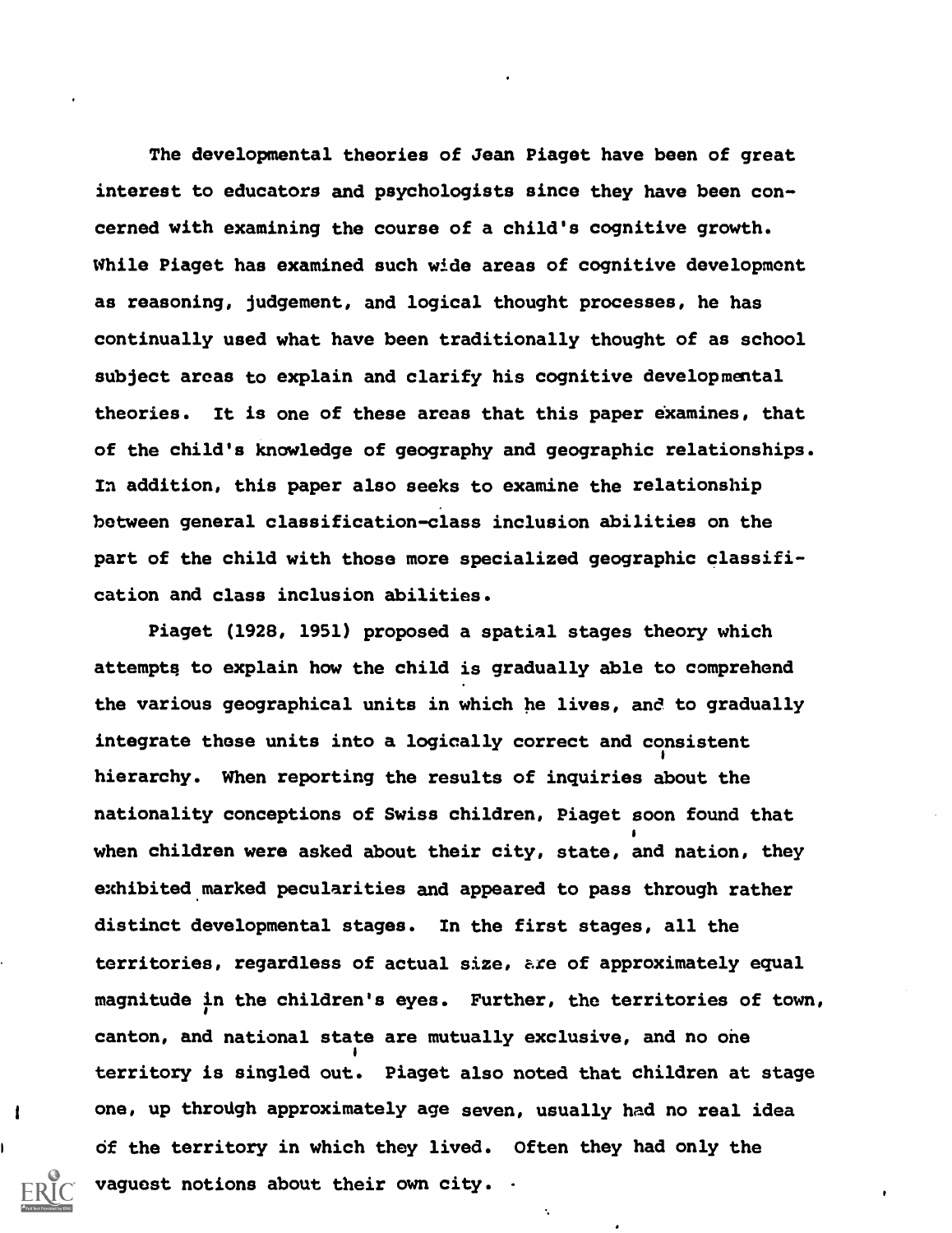The developmental theories of Jean Piaget have been of great interest to educators and psychologists since they have been concerned with examining the course of a child's cognitive growth. While Piaget has examined such wide areas of cognitive development as reasoning, judgement, and logical thought processes, he has continually used what have been traditionally thought of as school subject areas to explain and clarify his cognitive developmental theories. It is one of these areas that this paper examines, that of the child's knowledge of geography and geographic relationships. In addition, this paper also seeks to examine the relationship between general classification-class inclusion abilities on the part of the child with those more specialized geographic classification and class inclusion abilities.

Piaget (1928, 1951) proposed a spatial stages theory which attempts to explain how the child is gradually able to comprehend the various geographical units in which he lives, and to gradually integrate these units into a logically correct and consistent hierarchy. When reporting the results of inquiries about the nationality conceptions of Swiss children, Piaget soon found that when children were asked about their city, state, and nation, they exhibited marked pecularities and appeared to pass through rather distinct developmental stages. In the first stages, all the territories, regardless of actual size, are of approximately equal magnitude in the children's eyes. Further, the territories of town, canton, and national state are mutually exclusive, and no one territory is singled out. Piaget also noted that children at stage one, up through approximately age seven, usually had no real idea of the territory in which they lived. Often they had only the vaguest notions about their own city.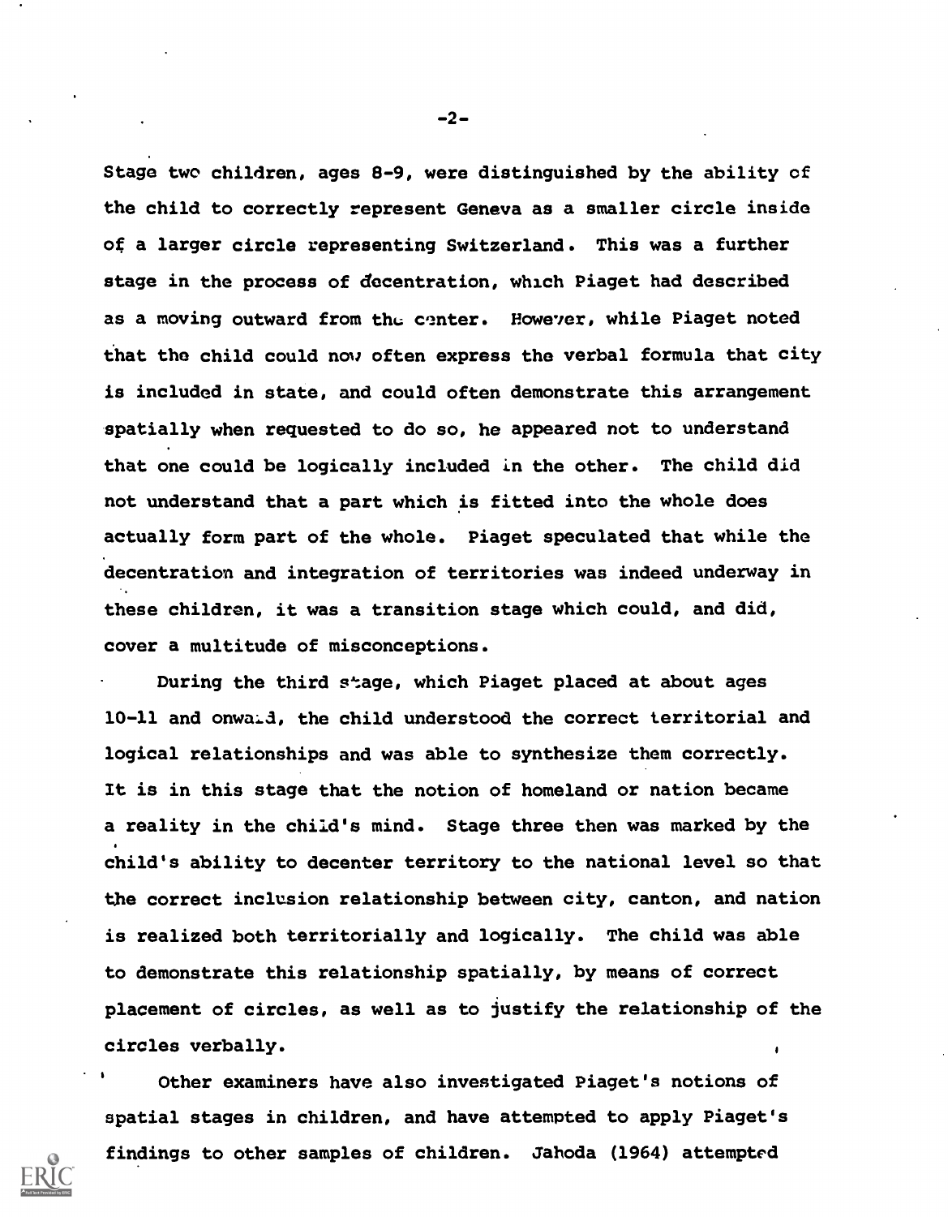Stage two children, ages 8-9, were distinguished by the ability of the child to correctly represent Geneva as a smaller circle inside of a larger circle representing Switzerland. This was a further stage in the process of decentration, which Piaget had described as a moving outward from the center. However, while Piaget noted that the child could now often express the verbal formula that city is included in state, and could often demonstrate this arrangement spatially when requested to do so, he appeared not to understand that one could be logically included in the other. The child did not understand that a part which is fitted into the whole does actually form part of the whole. Piaget speculated that while the decentration and integration of territories was indeed underway in these children, it was a transition stage which could, and did, cover a multitude of misconceptions.

During the third stage, which Piaget placed at about ages 10-11 and onward, the child understood the correct territorial and logical relationships and was able to synthesize them correctly. It is in this stage that the notion of homeland or nation became a reality in the child's mind. Stage three then was marked by the child's ability to decenter territory to the national level so that the correct inclusion relationship between city, canton, and nation is realized both territorially and logically. The child was able to demonstrate this relationship spatially, by means of correct placement of circles, as well as to justify the relationship of the circles verbally.

Other examiners have also investigated Piaget's notions of spatial stages in children, and have attempted to apply Piaget's findings to other samples of children. Jahoda (1964) attempted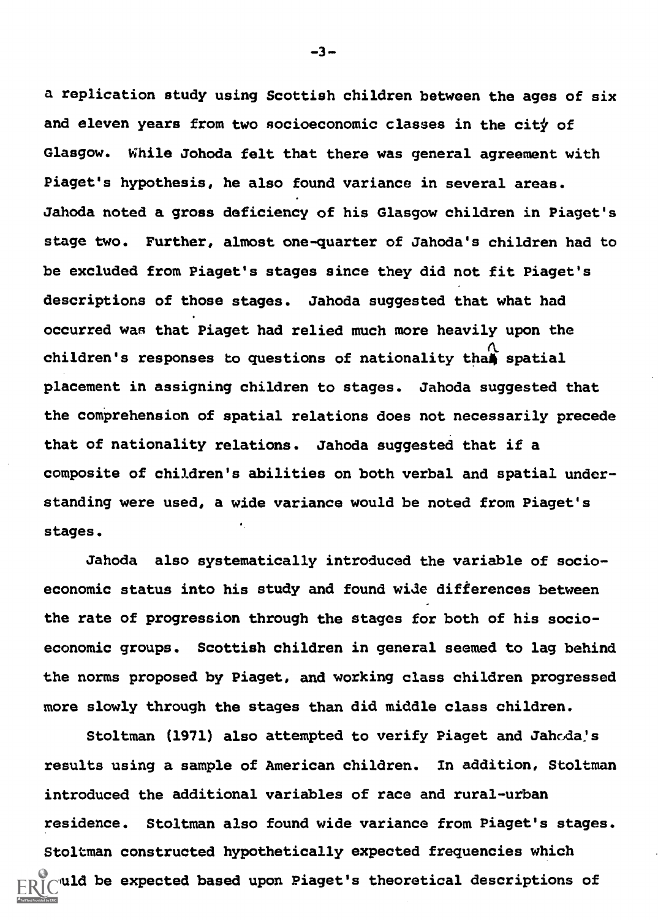a replication study using Scottish children between the ages of six and eleven years from two socioeconomic classes in the city of Glasgow. While Johoda felt that there was general agreement with Piaget's hypothesis, he also found variance in several areas. Jahoda noted a gross deficiency of his Glasgow children in Piaget's stage two. Further, almost one-quarter of Jahoda's children had to be excluded from Piaget's stages since they did not fit Piaget's descriptions of those stages. Jahoda suggested that what had occurred was that Piaget had relied much more heavily upon the children's responses to questions of nationality than spatial placement in assigning children to stages. Jahoda suggested that the comprehension of spatial relations does not necessarily precede that of nationality relations. Jahoda suggested that if a composite of children's abilities on both verbal and spatial understanding were used, a wide variance would be noted from Piaget's stages.

Jahoda also systematically introduced the variable of socioeconomic status into his study and found wide differences between the rate of progression through the stages for both of his socioeconomic groups. Scottish children in general seemed to lag behind the norms proposed by Piaget, and working class children progressed more slowly through the stages than did middle class children.

Stoltman (1971) also attempted to verify Piaget and Jahoda's results using a sample of American children. In addition, Stoltman introduced the additional variables of race and rural-urban residence. Stoltman also found wide variance from Piaget's stages. Stoltman constructed hypothetically expected frequencies which could be expected based upon Piaget's theoretical descriptions of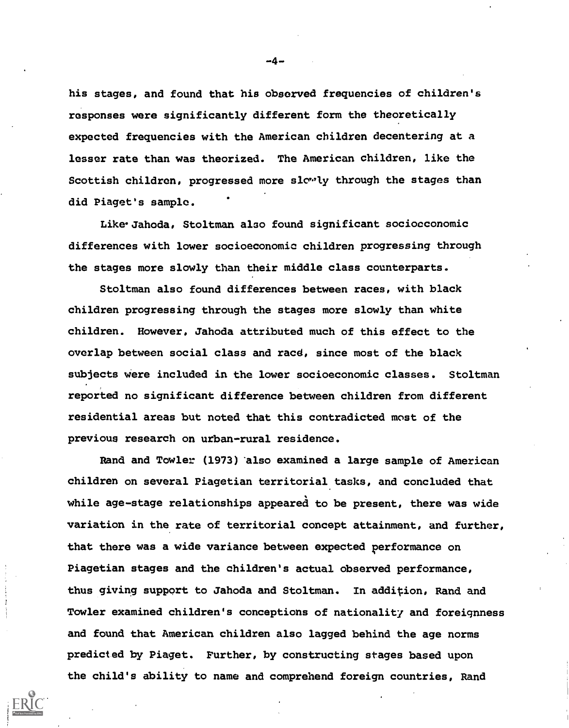his stages, and found that his observed frequencies of children's responses were significantly different form the theoretically expected frequencies with the American children decentering at a lesser rate than was theorized. The American children, like the Scottish children, progressed more slowly through the stages than did Piaget's sample.

Like Jahoda, Stoltman also found significant socioeconomic differences with lower socioeconomic children progressing through the stages more slowly than their middle class counterparts.

Stoltman also found differences between races, with black children progressing through the stages more slowly than white children. However, Jahoda attributed much of this effect to the overlap between social class and race, since most of the black subjects were included in the lower socioeconomic classes. Stoltman reported no significant difference between children from different residential areas but noted that this contradicted most of the previous research on urban-rural residence.

Rand and Towler (1973) also examined a large sample of American children on several Piagetian territorial tasks, and concluded that while age-stage relationships appeared to be present, there was wide variation in the rate of territorial concept attainment, and further, that there was a wide variance between expected performance on Piagetian stages and the children's actual observed performance, thus giving support to Jahoda and Stoltman. In addition, Rand and Towler examined children's conceptions of nationality and foreignness and found that American children also lagged behind the age norms predicted by Piaget. Further, by constructing stages based upon the child's ability to name and comprehend foreign countries, Rand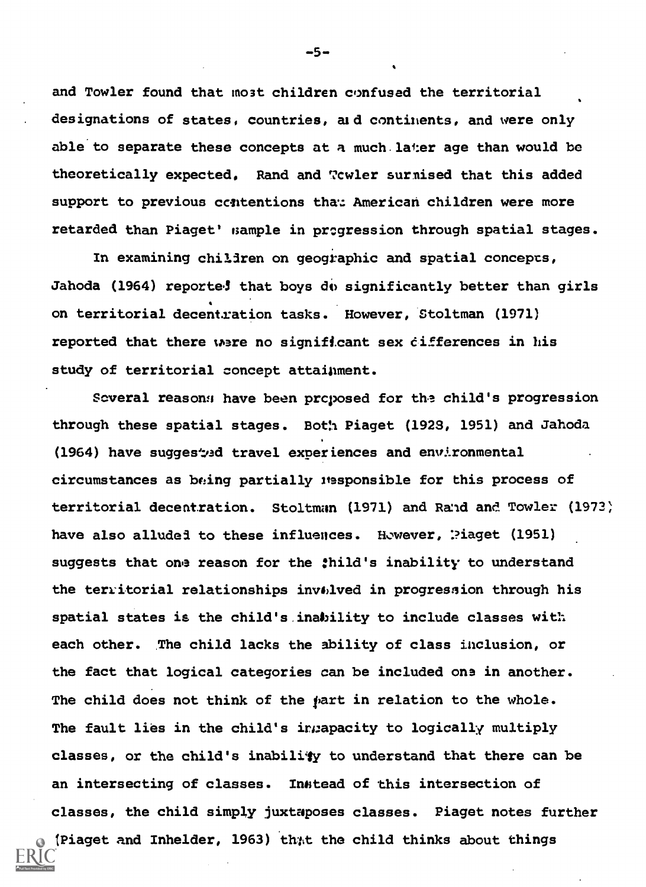and Towler found that most children confused the territorial designations of states, countries, and continents, and were only able to separate these concepts at a much later age than would be theoretically expected. Rand and Towler surmised that this added support to previous contentions that American children were more retarded than Piaget' sample in progression through spatial stages.

In examining children on geographic and spatial concepts, Jahoda (1964) reported that boys do significantly better than girls on territorial decentration tasks. However, Stoltman (1971) reported that there were no significant sex differences in his study of territorial concept attainment.

Several reasons have been proposed for the child's progression through these spatial stages. Both Piaget (1928, 1951) and Jahoda (1964) have suggested travel experiences and environmental circumstances as being partially responsible for this process of territorial decentration. Stoltman (1971) and Rand and Towler (1973) have also alluded to these influences. However, Piaget (1951) suggests that one reason for the child's inability to understand the territorial relationships involved in progression through his spatial states is the child's inability to include classes with each other. The child lacks the ability of class inclusion, or the fact that logical categories can be included one in another. The child does not think of the part in relation to the whole. The fault lies in the child's incapacity to logically multiply classes, or the child's inability to understand that there can be an intersecting of classes. Instead of this intersection of classes, the child simply juxtaposes classes. Piaget notes further (Piaget and Inhelder, 1963) that the child thinks about things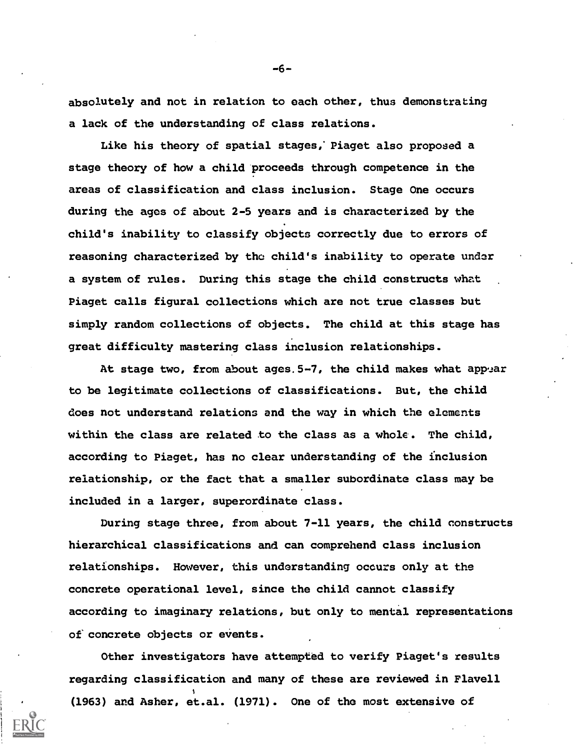absolutely and not in relation to each other, thus demonstrating a lack of the understanding of class relations.

Like his theory of spatial stages, Piaget also proposed a stage theory of how a child proceeds through competence in the areas of classification and class inclusion. Stage One occurs during the ages of about 2-5 years and is characterized by the child's inability to classify objects correctly due to errors of reasoning characterized by the child's inability to operate under a system of rules. During this stage the child constructs what Piaget calls figural collections which are not true classes but simply random collections of objects. The child at this stage has great difficulty mastering class inclusion relationships.

At stage two, from about ages 5-7, the child makes what appear to be legitimate collections of classifications. But, the child does not understand relations and the way in which the elements within the class are related to the class as a whole. The child, according to Piaget, has no clear understanding of the inclusion relationship, or the fact that a smaller subordinate class may be included in a larger, superordinate class.

During stage three, from about 7-11 years, the child constructs hierarchical classifications and can comprehend class inclusion relationships. However, this understanding occurs only at the concrete operational level, since the child cannot classify according to imaginary relations, but only to mental representations of concrete objects or events.

Other investigators have attempted to verify Piaget's results regarding classification and many of these are reviewed in Flavell (1963) and Asher, et.al. (1971). One of the most extensive of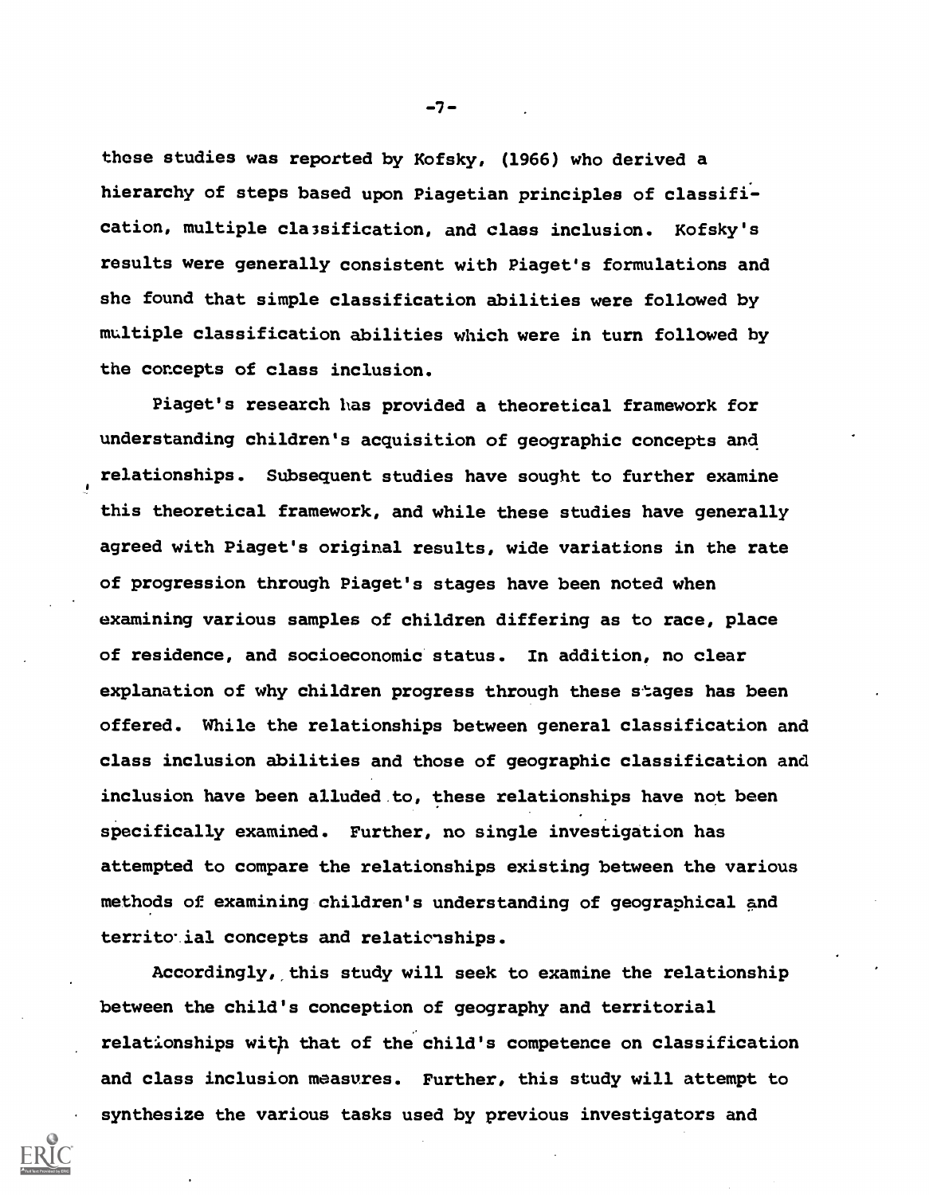those studies was reported by Kofsky, (1966) who derived a hierarchy of steps based upon Piagetian principles of classification, multiple classification, and class inclusion. Kofsky's results were generally consistent with Piaget's formulations and she found that simple classification abilities were followed by multiple classification abilities which were in turn followed by the concepts of class inclusion.

Piaget's research has provided a theoretical framework for understanding children's acquisition of geographic concepts and relationships. Subsequent studies have sought to further examine this theoretical framework, and while these studies have generally agreed with Piaget's original results, wide variations in the rate of progression through Piaget's stages have been noted when examining various samples of children differing as to race, place of residence, and socioeconomic status. In addition, no clear explanation of why children progress through these stages has been offered. While the relationships between general classification and class inclusion abilities and those of geographic classification and inclusion have been alluded to, these relationships have not been specifically examined. Further, no single investigation has attempted to compare the relationships existing between the various methods of examining children's understanding of geographical and territorial concepts and relationships.

Accordingly, this study will seek to examine the relationship between the child's conception of geography and territorial relationships with that of the child's competence on classification and class inclusion measures. Further, this study will attempt to synthesize the various tasks used by previous investigators and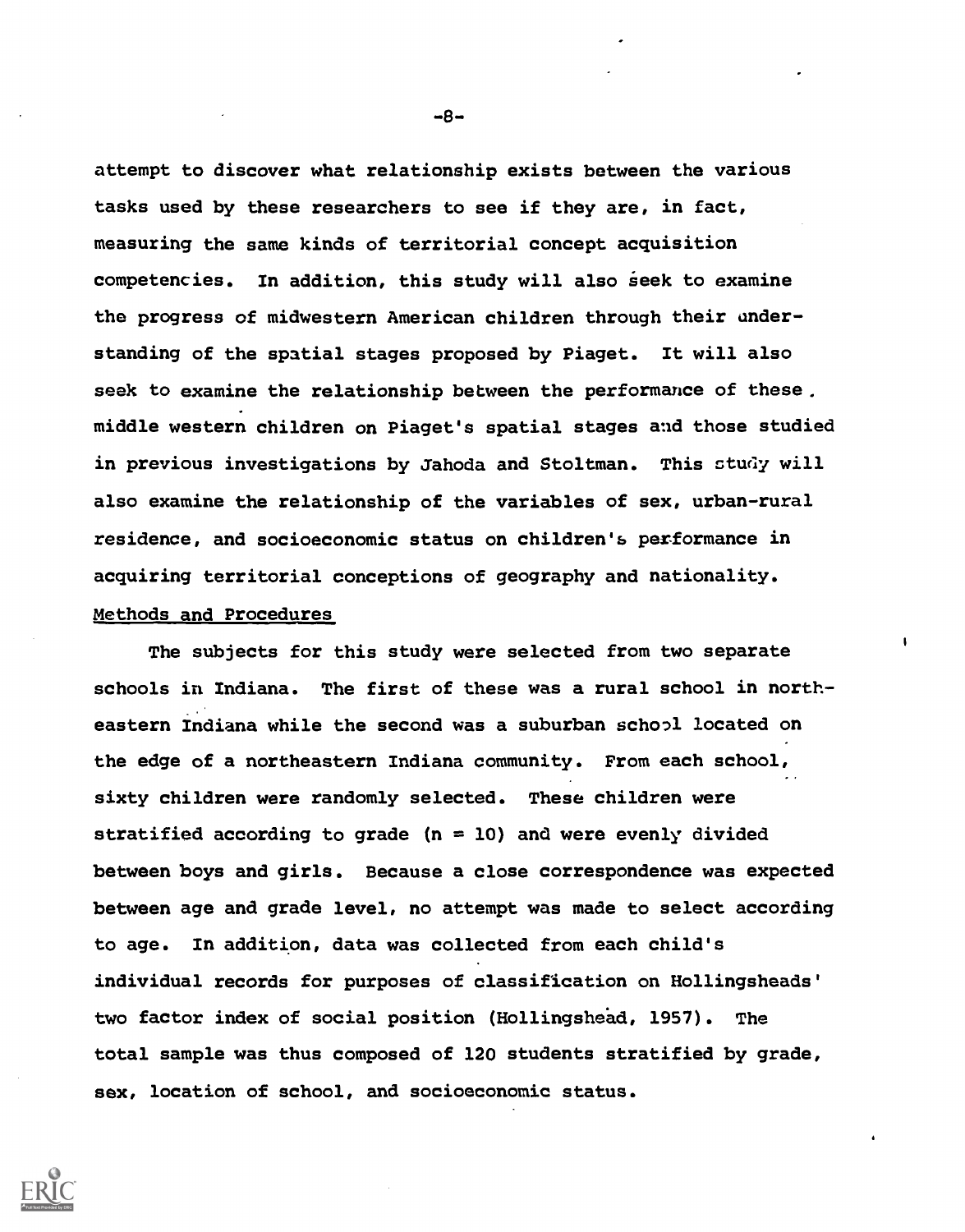attempt to discover what relationship exists between the various tasks used by these researchers to see if they are, in fact, measuring the same kinds of territorial concept acquisition competencies. In addition, this study will also seek to examine the progress of midwestern American children through their understanding of the spatial stages proposed by Piaget. It will also seek to examine the relationship between the performance of these middle western children on Piaget's spatial stages and those studied in previous investigations by Jahoda and Stoltman. This study will also examine the relationship of the variables of sex, urban-rural residence, and socioeconomic status on children's performance in acquiring territorial conceptions of geography and nationality.

## Methods and Procedures

The subjects for this study were selected from two separate schools in Indiana. The first of these was a rural school in northeastern Indiana while the second was a suburban school located on the edge of a northeastern Indiana community. From each school, sixty children were randomly selected. These children were stratified according to grade (n = 10) and were evenly divided between boys and girls. Because a close correspondence was expected between age and grade level, no attempt was made to select according to age. In addition, data was collected from each child's individual records for purposes of classification on Hollingsheads' two factor index of social position (Hollingshead, 1957). The total sample was thus composed of 120 students stratified by grade, sex, location of school, and socioeconomic status.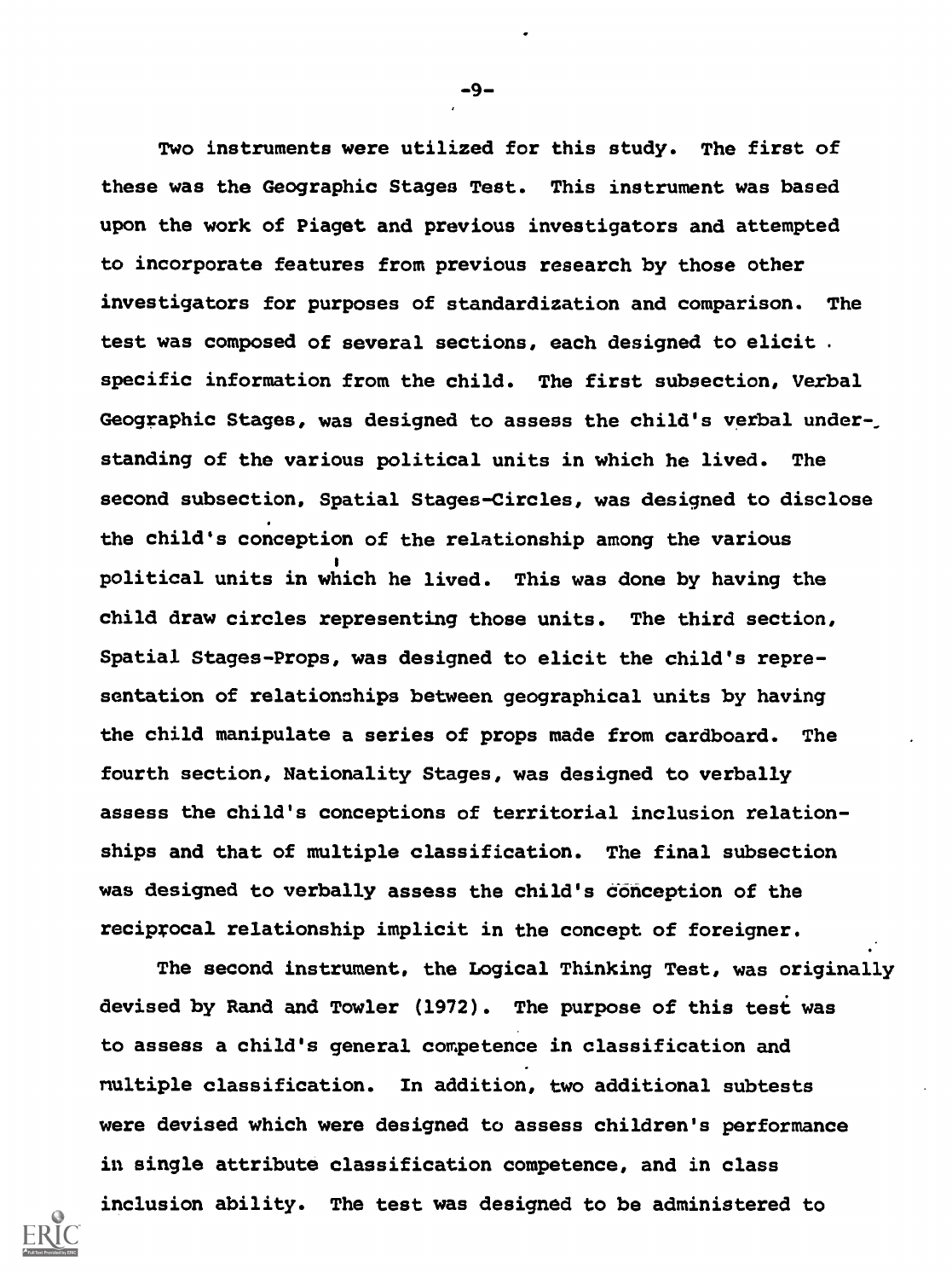Two instruments were utilized for this study. The first of these was the Geographic Stages Test. This instrument was based upon the work of Piaget and previous investigators and attempted to incorporate features from previous research by those other investigators for purposes of standardization and comparison. The test was composed of several sections, each designed to elicit specific information from the child. The first subsection, Verbal Geographic Stages, was designed to assess the child's verbal understanding of the various political units in which he lived. The second subsection, Spatial Stages-Circles, was designed to disclose the child's conception of the relationship among the various political units in which he lived. This was done by having the child draw circles representing those units. The third section, Spatial Stages-Props, was designed to elicit the child's representation of relationships between geographical units by having the child manipulate a series of props made from cardboard. The fourth section, Nationality Stages, was designed to verbally assess the child's conceptions of territorial inclusion relationships and that of multiple classification. The final subsection was designed to verbally assess the child's conception of the reciprocal relationship implicit in the concept of foreigner.

The second instrument, the Logical Thinking Test, was originally devised by Rand and Towler (1972). The purpose of this test was to assess a child's general competence in classification and multiple classification. In addition, two additional subtests were devised which were designed to assess children's performance in single attribute classification competence, and in class inclusion ability. The test was designed to be administered to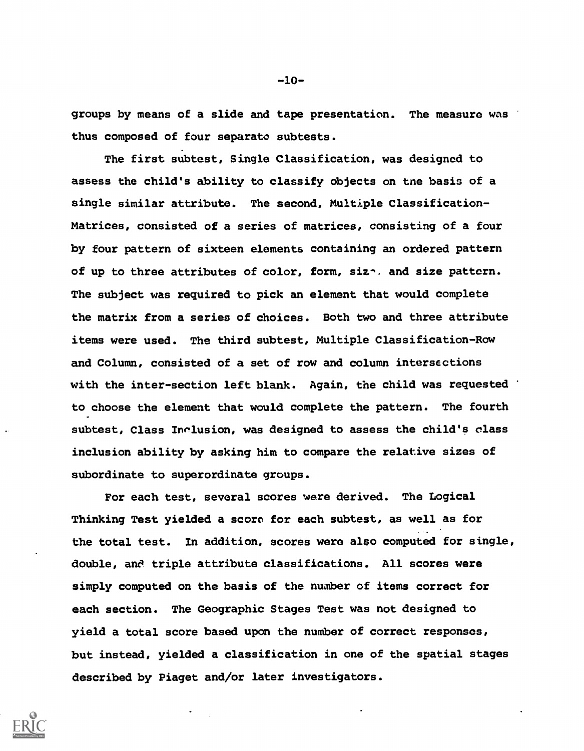groups by means of a slide and tape presentation. The measure was thus composed of four separate subtests.

The first subtest, Single Classification, was designed to assess the child's ability to classify objects on the basis of a single similar attribute. The second, Multiple Classification-Matrices, consisted of a series of matrices, consisting of a four by four pattern of sixteen elements containing an ordered pattern of up to three attributes of color, form, size, and size pattern. The subject was required to pick an element that would complete the matrix from a series of choices. Both two and three attribute items were used. The third subtest, Multiple Classification-Row and Column, consisted of a set of row and column intersections with the inter-section left blank. Again, the child was requested to choose the element that would complete the pattern. The fourth subtest, Class Inclusion, was designed to assess the child's class inclusion ability by asking him to compare the relative sizes of subordinate to superordinate groups.

For each test, several scores were derived. The Logical Thinking Test yielded a score for each subtest, as well as for the total test. In addition, scores were also computed for single, double, and triple attribute classifications. All scores were simply computed on the basis of the number of items correct for each section. The Geographic Stages Test was not designed to yield a total score based upon the number of correct responses, but instead, yielded a classification in one of the spatial stages described by Piaget and/or later investigators.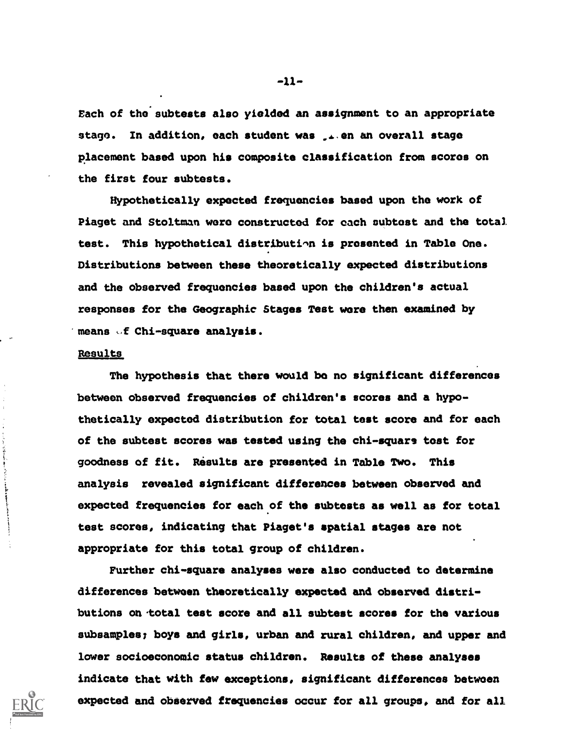Each of the subtests also yielded an assignment to an appropriate stage. In addition, each student was given an overall stage placement based upon his composite classification from scores on the first four subtests.

Hypothetically expected frequencies based upon the work of Piaget and Stoltman were constructed for each subtest and the total test. This hypothetical distribution is presented in Table One. Distributions between these theoretically expected distributions and the observed frequencies based upon the children's actual responses for the Geographic Stages Test were then examined by means of Chi-square analysis.

## Results

The hypothesis that there would be no significant differences between observed frequencies of children's scores and a hypothetically expected distribution for total test score and for each of the subtest scores was tested using the chi-square test for goodness of fit. Results are presented in Table Two. This analysis revealed significant differences between observed and expected frequencies for each of the subtests as well as for total test scores, indicating that Piaget's spatial stages are not appropriate for this total group of children.

Further chi-square analyses were also conducted to determine differences between theoretically expected and observed distributions on total test score and all subtest scores for the various subsamples; boys and girls, urban and rural children, and upper and lower socioeconomic status children. Results of these analyses indicate that with few exceptions, significant differences between expected and observed frequencies occur for all groups, and for all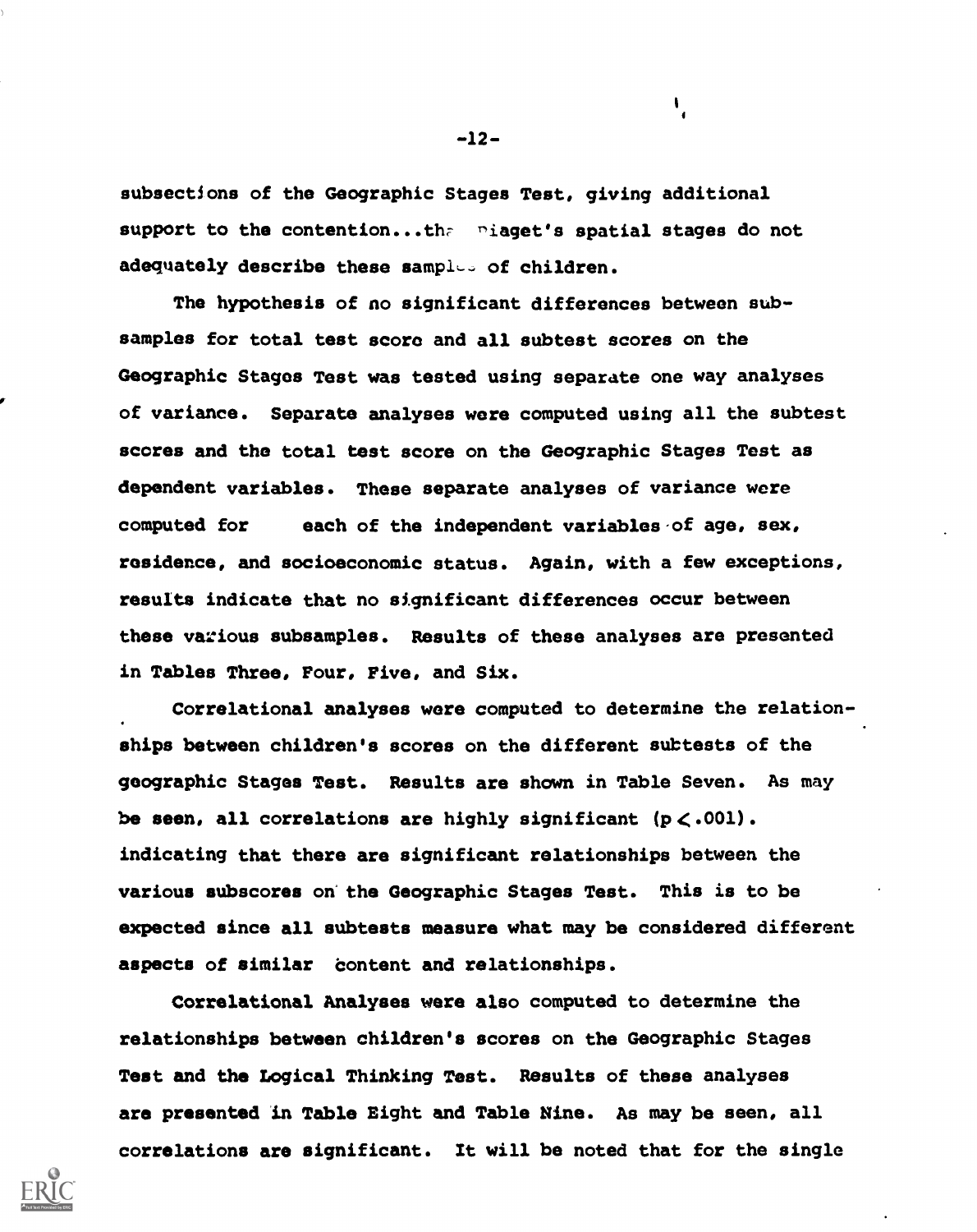subsections of the Geographic Stages Test, giving additional support to the contention...that Piaget's spatial stages do not adequately describe these samples of children.

The hypothesis of no significant differences between subsamples for total test score and all subtest scores on the Geographic Stages Test was tested using separate one way analyses of variance. Separate analyses were computed using all the subtest scores and the total test score on the Geographic Stages Test as dependent variables. These separate analyses of variance were computed for each of the independent variables of age, sex, residence, and socioeconomic status. Again, with a few exceptions, results indicate that no significant differences occur between these various subsamples. Results of these analyses are presented in Tables Three, Four, Five, and Six.

Correlational analyses were computed to determine the relationships between children's scores on the different subtests of the geographic Stages Test. Results are shown in Table Seven. As may be seen, all correlations are highly significant ($p < .001$). indicating that there are significant relationships between the various subscores on the Geographic Stages Test. This is to be expected since all subtests measure what may be considered different aspects of similar content and relationships.

Correlational Analyses were also computed to determine the relationships between children's scores on the Geographic Stages Test and the Logical Thinking Test. Results of these analyses are presented in Table Eight and Table Nine. As may be seen, all correlations are significant. It will be noted that for the single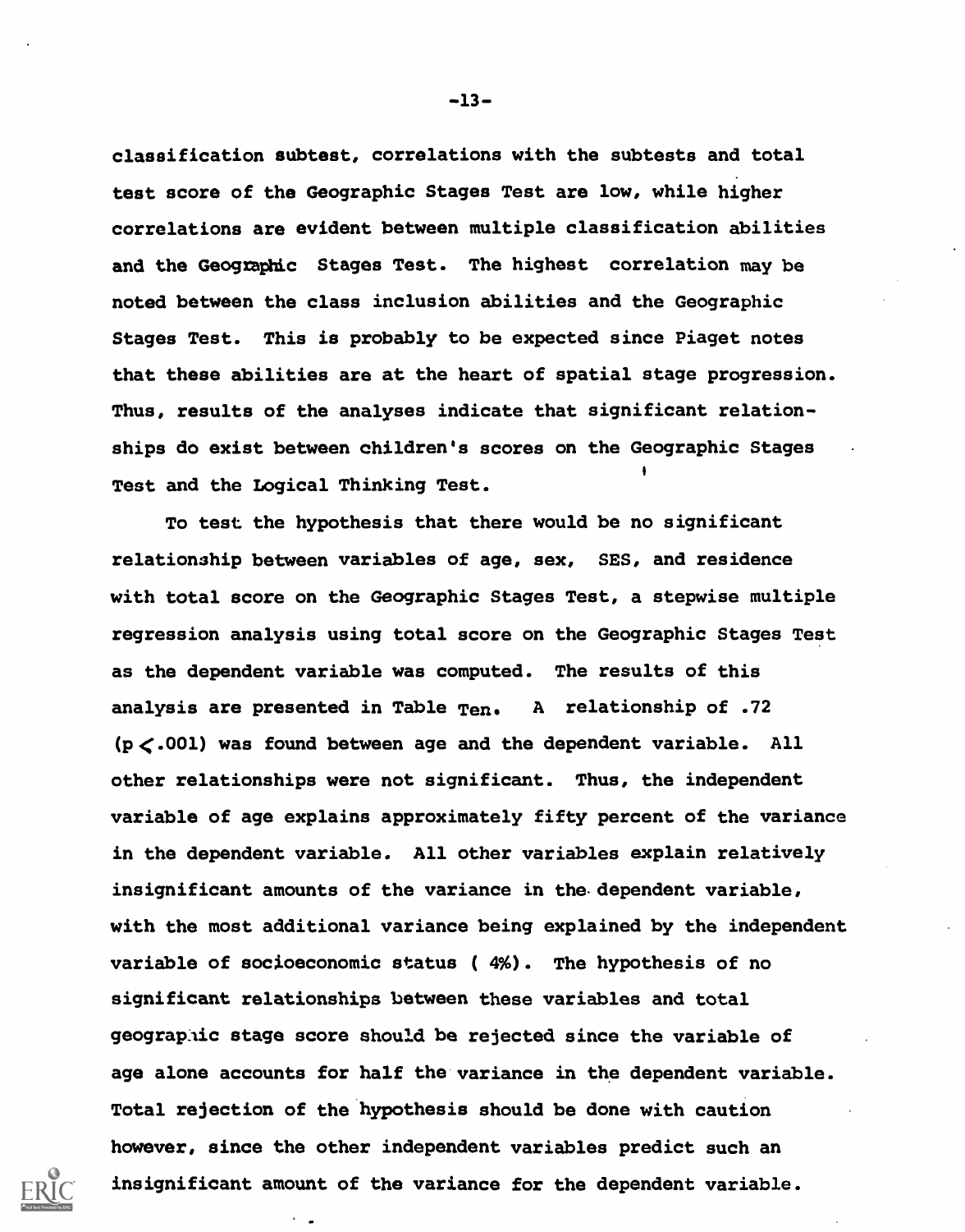classification subtest, correlations with the subtests and total test score of the Geographic Stages Test are low, while higher correlations are evident between multiple classification abilities and the Geographic Stages Test. The highest correlation may be noted between the class inclusion abilities and the Geographic Stages Test. This is probably to be expected since Piaget notes that these abilities are at the heart of spatial stage progression. Thus, results of the analyses indicate that significant relationships do exist between children's scores on the Geographic Stages Test and the Logical Thinking Test.

To test the hypothesis that there would be no significant relationship between variables of age, sex, SES, and residence with total score on the Geographic Stages Test, a stepwise multiple regression analysis using total score on the Geographic Stages Test as the dependent variable was computed. The results of this analysis are presented in Table Ten. A relationship of .72 ($p < .001$) was found between age and the dependent variable. All other relationships were not significant. Thus, the independent variable of age explains approximately fifty percent of the variance in the dependent variable. All other variables explain relatively insignificant amounts of the variance in the dependent variable, with the most additional variance being explained by the independent variable of socioeconomic status ( 4%). The hypothesis of no significant relationships between these variables and total geographic stage score should be rejected since the variable of age alone accounts for half the variance in the dependent variable. Total rejection of the hypothesis should be done with caution however, since the other independent variables predict such an insignificant amount of the variance for the dependent variable.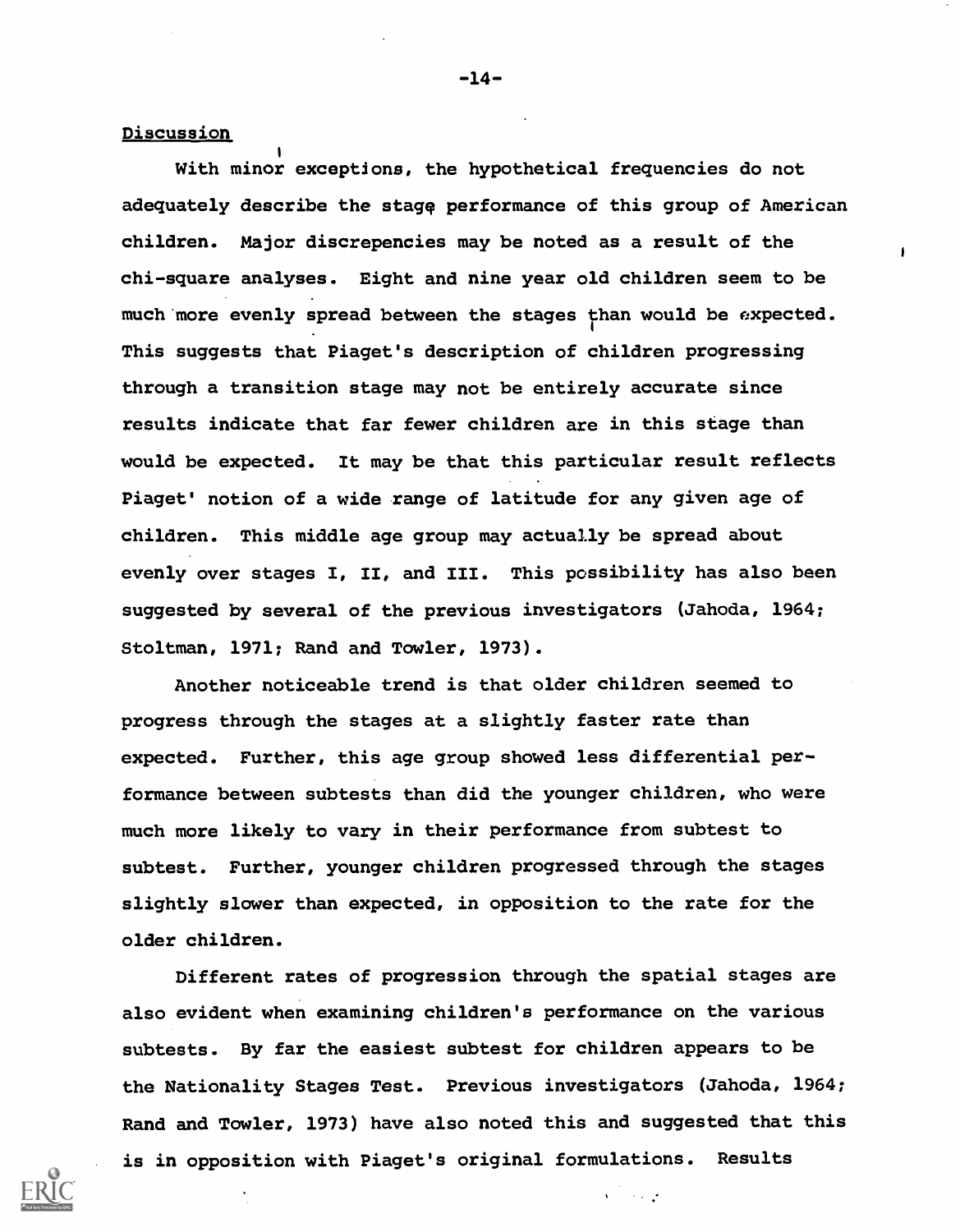Discussion

With minor exceptions, the hypothetical frequencies do not adequately describe the stage performance of this group of American children. Major discrepencies may be noted as a result of the chi-square analyses. Eight and nine year old children seem to be much more evenly spread between the stages than would be expected. This suggests that Piaget's description of children progressing through a transition stage may not be entirely accurate since results indicate that far fewer children are in this stage than would be expected. It may be that this particular result reflects Piaget' notion of a wide range of latitude for any given age of children. This middle age group may actually be spread about evenly over stages I, II, and III. This possibility has also been suggested by several of the previous investigators (Jahoda, 1964; Stoltman, 1971; Rand and Towler, 1973).

Another noticeable trend is that older children seemed to progress through the stages at a slightly faster rate than expected. Further, this age group showed less differential performance between subtests than did the younger children, who were much more likely to vary in their performance from subtest to subtest. Further, younger children progressed through the stages slightly slower than expected, in opposition to the rate for the older children.

Different rates of progression through the spatial stages are also evident when examining children's performance on the various subtests. By far the easiest subtest for children appears to be the Nationality Stages Test. Previous investigators (Jahoda, 1964; Rand and Towler, 1973) have also noted this and suggested that this is in opposition with Piaget's original formulations. Results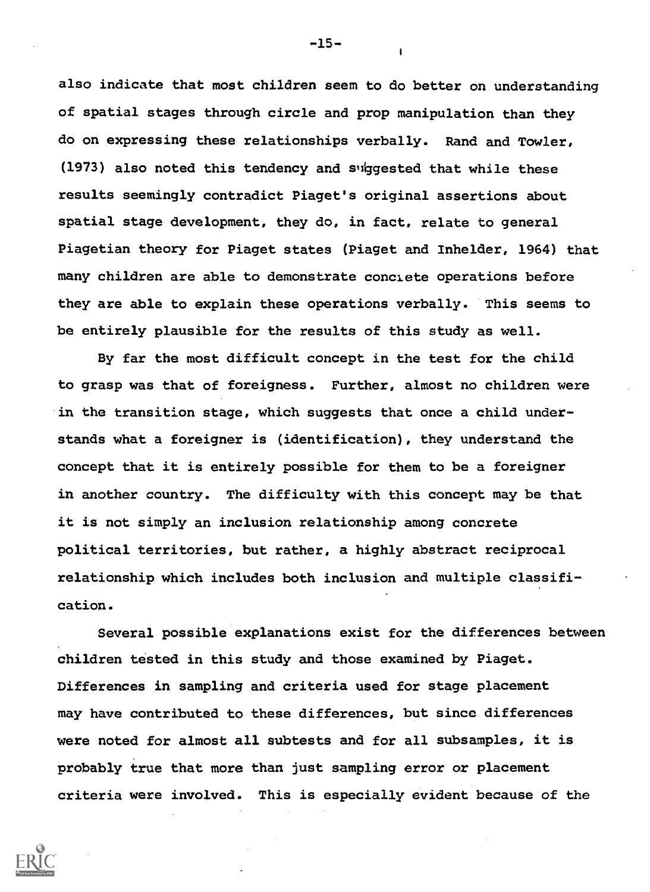also indicate that most children seem to do better on understanding of spatial stages through circle and prop manipulation than they do on expressing these relationships verbally. Rand and Towler, (1973) also noted this tendency and suggested that while these results seemingly contradict Piaget's original assertions about spatial stage development, they do, in fact, relate to general Piagetian theory for Piaget states (Piaget and Inhelder, 1964) that many children are able to demonstrate concrete operations before they are able to explain these operations verbally. This seems to be entirely plausible for the results of this study as well.

By far the most difficult concept in the test for the child to grasp was that of foreigness. Further, almost no children were in the transition stage, which suggests that once a child understands what a foreigner is (identification), they understand the concept that it is entirely possible for them to be a foreigner in another country. The difficulty with this concept may be that it is not simply an inclusion relationship among concrete political territories, but rather, a highly abstract reciprocal relationship which includes both inclusion and multiple classification.

Several possible explanations exist for the differences between children tested in this study and those examined by Piaget. Differences in sampling and criteria used for stage placement may have contributed to these differences, but since differences were noted for almost all subtests and for all subsamples, it is probably true that more than just sampling error or placement criteria were involved. This is especially evident because of the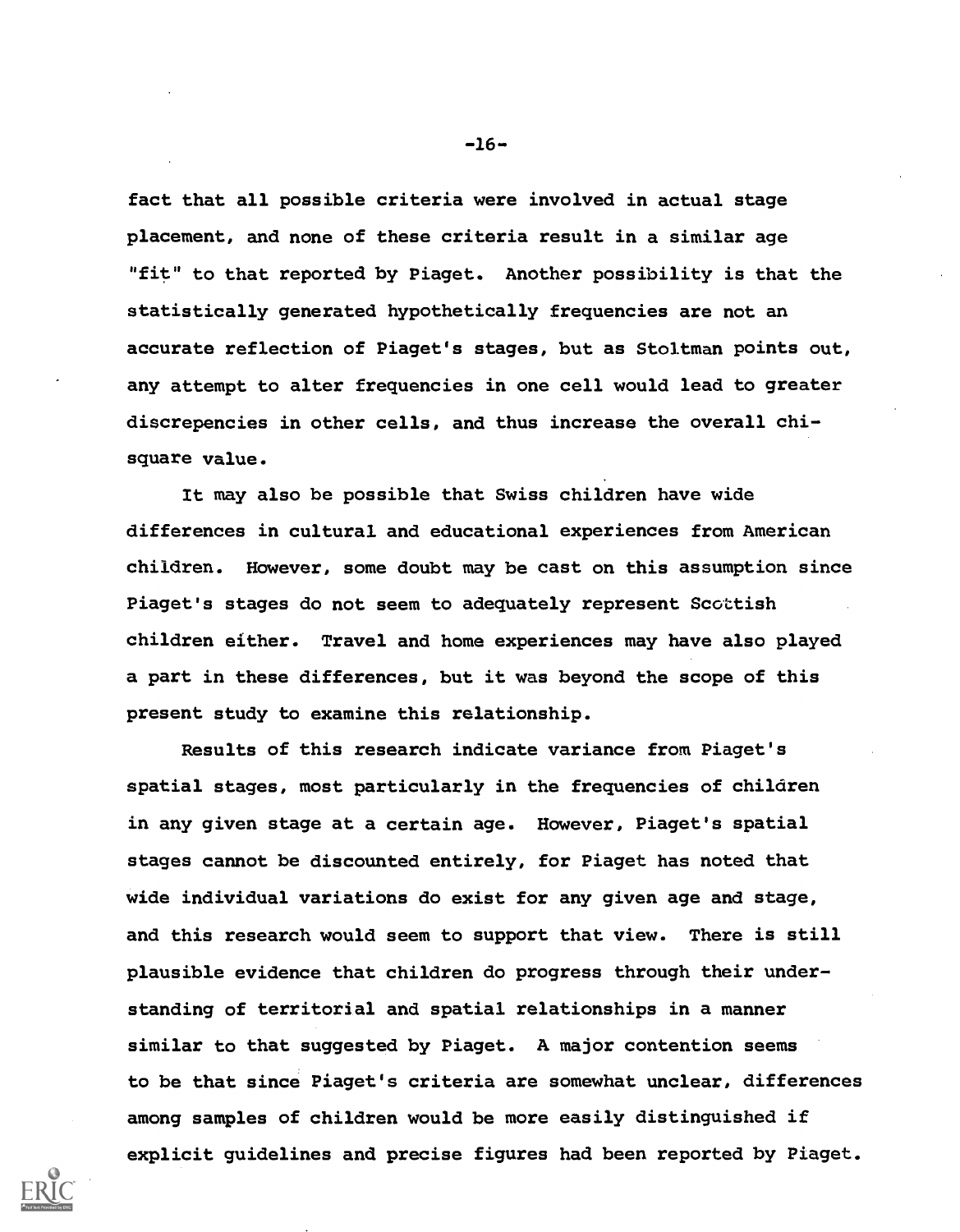fact that all possible criteria were involved in actual stage placement, and none of these criteria result in a similar age "fit" to that reported by Piaget. Another possibility is that the statistically generated hypothetically frequencies are not an accurate reflection of Piaget's stages, but as Stoltman points out, any attempt to alter frequencies in one cell would lead to greater discrepencies in other cells, and thus increase the overall chi-square value.

It may also be possible that Swiss children have wide differences in cultural and educational experiences from American children. However, some doubt may be cast on this assumption since Piaget's stages do not seem to adequately represent Scottish children either. Travel and home experiences may have also played a part in these differences, but it was beyond the scope of this present study to examine this relationship.

Results of this research indicate variance from Piaget's spatial stages, most particularly in the frequencies of children in any given stage at a certain age. However, Piaget's spatial stages cannot be discounted entirely, for Piaget has noted that wide individual variations do exist for any given age and stage, and this research would seem to support that view. There is still plausible evidence that children do progress through their understanding of territorial and spatial relationships in a manner similar to that suggested by Piaget. A major contention seems to be that since Piaget's criteria are somewhat unclear, differences among samples of children would be more easily distinguished if explicit guidelines and precise figures had been reported by Piaget.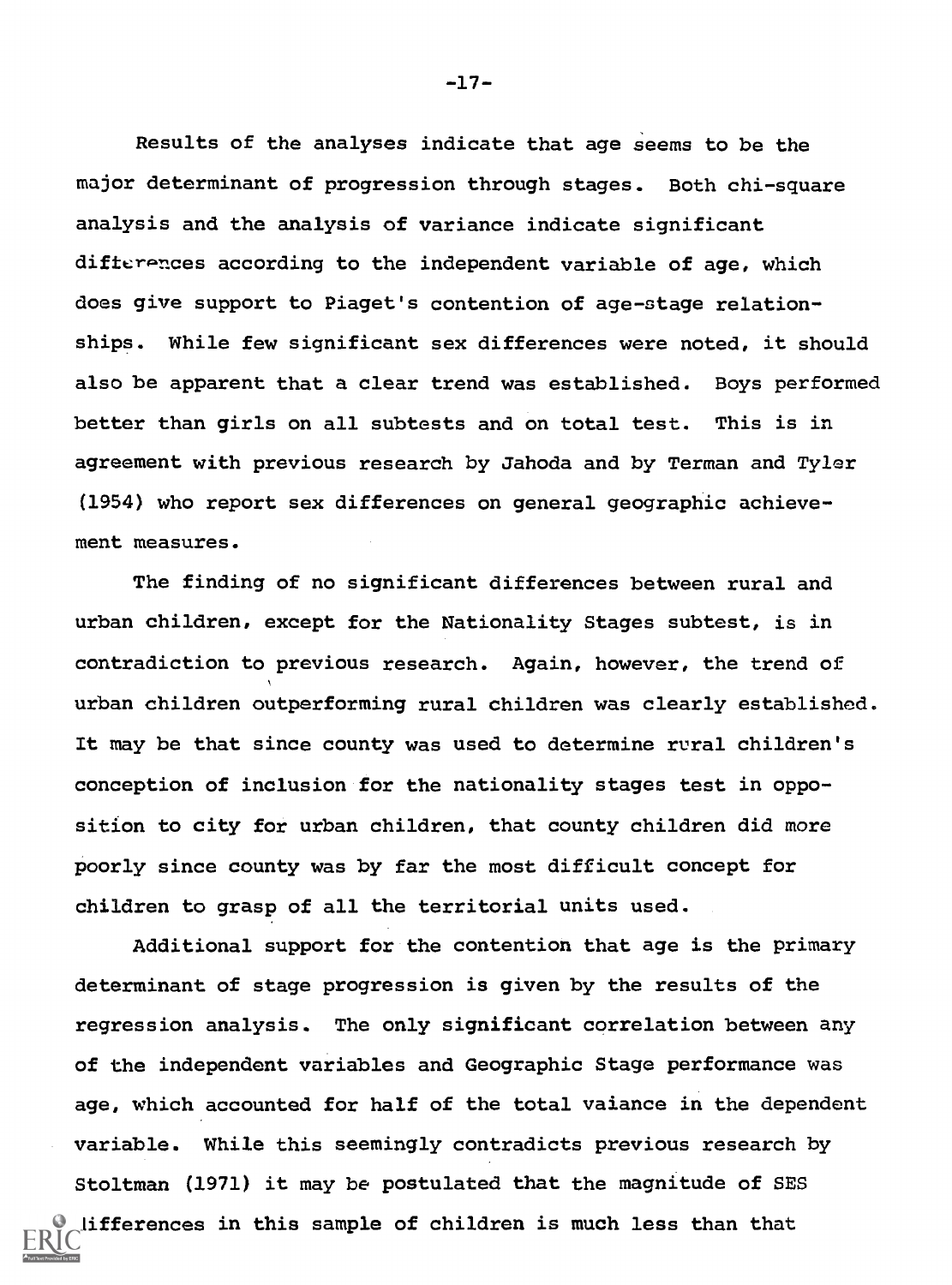Results of the analyses indicate that age seems to be the major determinant of progression through stages. Both chi-square analysis and the analysis of variance indicate significant differences according to the independent variable of age, which does give support to Piaget's contention of age-stage relationships. While few significant sex differences were noted, it should also be apparent that a clear trend was established. Boys performed better than girls on all subtests and on total test. This is in agreement with previous research by Jahoda and by Terman and Tyler (1954) who report sex differences on general geographic achievement measures.

The finding of no significant differences between rural and urban children, except for the Nationality Stages subtest, is in contradiction to previous research. Again, however, the trend of urban children outperforming rural children was clearly established. It may be that since county was used to determine rural children's conception of inclusion for the nationality stages test in opposition to city for urban children, that county children did more poorly since county was by far the most difficult concept for children to grasp of all the territorial units used.

Additional support for the contention that age is the primary determinant of stage progression is given by the results of the regression analysis. The only significant correlation between any of the independent variables and Geographic Stage performance was age, which accounted for half of the total vaiance in the dependent variable. While this seemingly contradicts previous research by Stoltman (1971) it may be postulated that the magnitude of SES differences in this sample of children is much less than that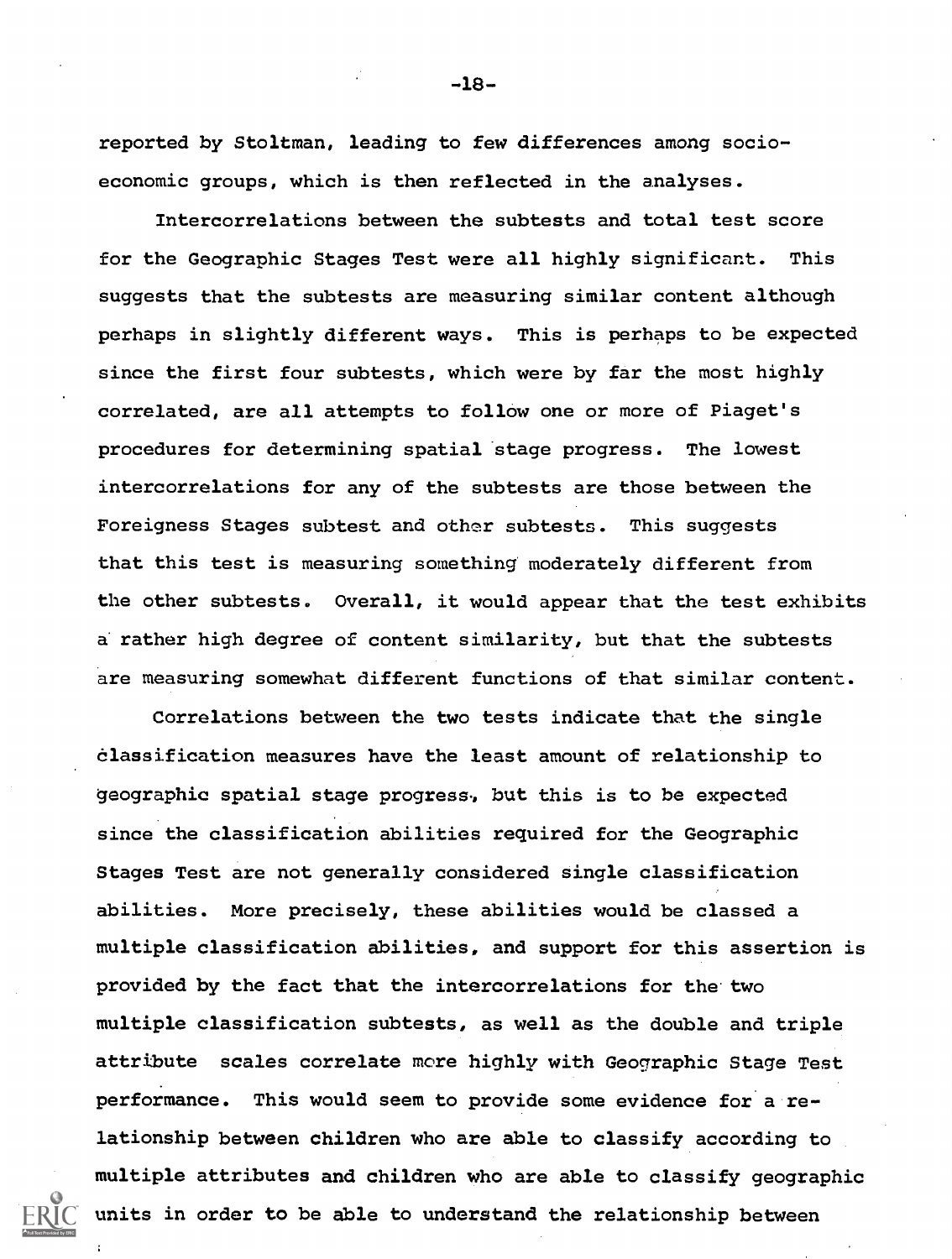reported by Stoltman, leading to few differences among socio-economic groups, which is then reflected in the analyses.

Intercorrelations between the subtests and total test score for the Geographic Stages Test were all highly significant. This suggests that the subtests are measuring similar content although perhaps in slightly different ways. This is perhaps to be expected since the first four subtests, which were by far the most highly correlated, are all attempts to follow one or more of Piaget's procedures for determining spatial stage progress. The lowest intercorrelations for any of the subtests are those between the Foreigness Stages subtest and other subtests. This suggests that this test is measuring something moderately different from the other subtests. Overall, it would appear that the test exhibits a rather high degree of content similarity, but that the subtests are measuring somewhat different functions of that similar content.

Correlations between the two tests indicate that the single classification measures have the least amount of relationship to geographic spatial stage progress, but this is to be expected since the classification abilities required for the Geographic Stages Test are not generally considered single classification abilities. More precisely, these abilities would be classed a multiple classification abilities, and support for this assertion is provided by the fact that the intercorrelations for the two multiple classification subtests, as well as the double and triple attribute scales correlate more highly with Geographic Stage Test performance. This would seem to provide some evidence for a relationship between children who are able to classify according to multiple attributes and children who are able to classify geographic units in order to be able to understand the relationship between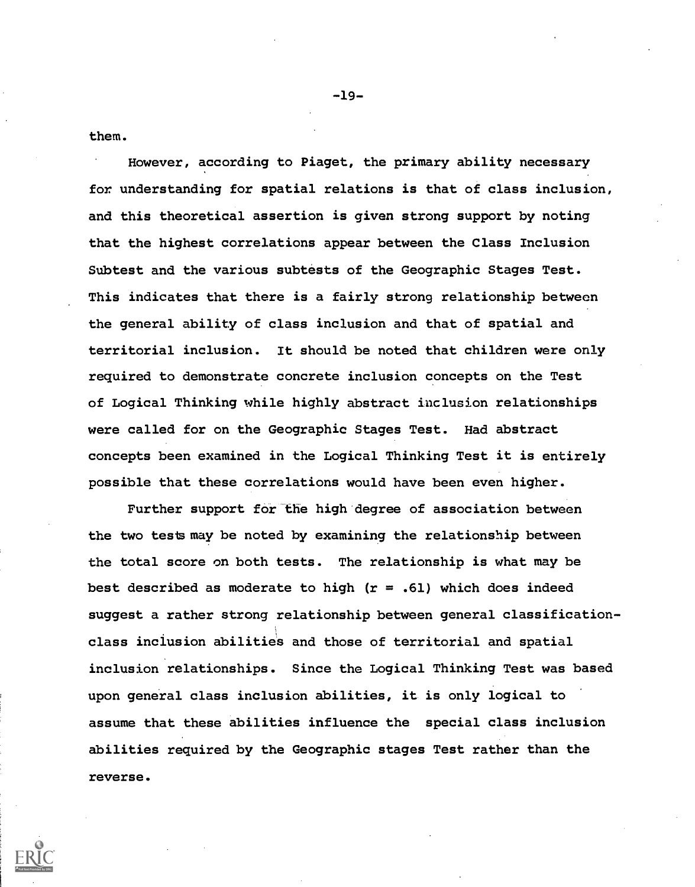them.

However, according to Piaget, the primary ability necessary for understanding for spatial relations is that of class inclusion, and this theoretical assertion is given strong support by noting that the highest correlations appear between the Class Inclusion Subtest and the various subtests of the Geographic Stages Test. This indicates that there is a fairly strong relationship between the general ability of class inclusion and that of spatial and territorial inclusion. It should be noted that children were only required to demonstrate concrete inclusion concepts on the Test of Logical Thinking while highly abstract inclusion relationships were called for on the Geographic Stages Test. Had abstract concepts been examined in the Logical Thinking Test it is entirely possible that these correlations would have been even higher.

Further support for the high degree of association between the two tests may be noted by examining the relationship between the total score on both tests. The relationship is what may be best described as moderate to high ($r = .61$) which does indeed suggest a rather strong relationship between general classification-class inclusion abilities and those of territorial and spatial inclusion relationships. Since the Logical Thinking Test was based upon general class inclusion abilities, it is only logical to assume that these abilities influence the special class inclusion abilities required by the Geographic stages Test rather than the reverse.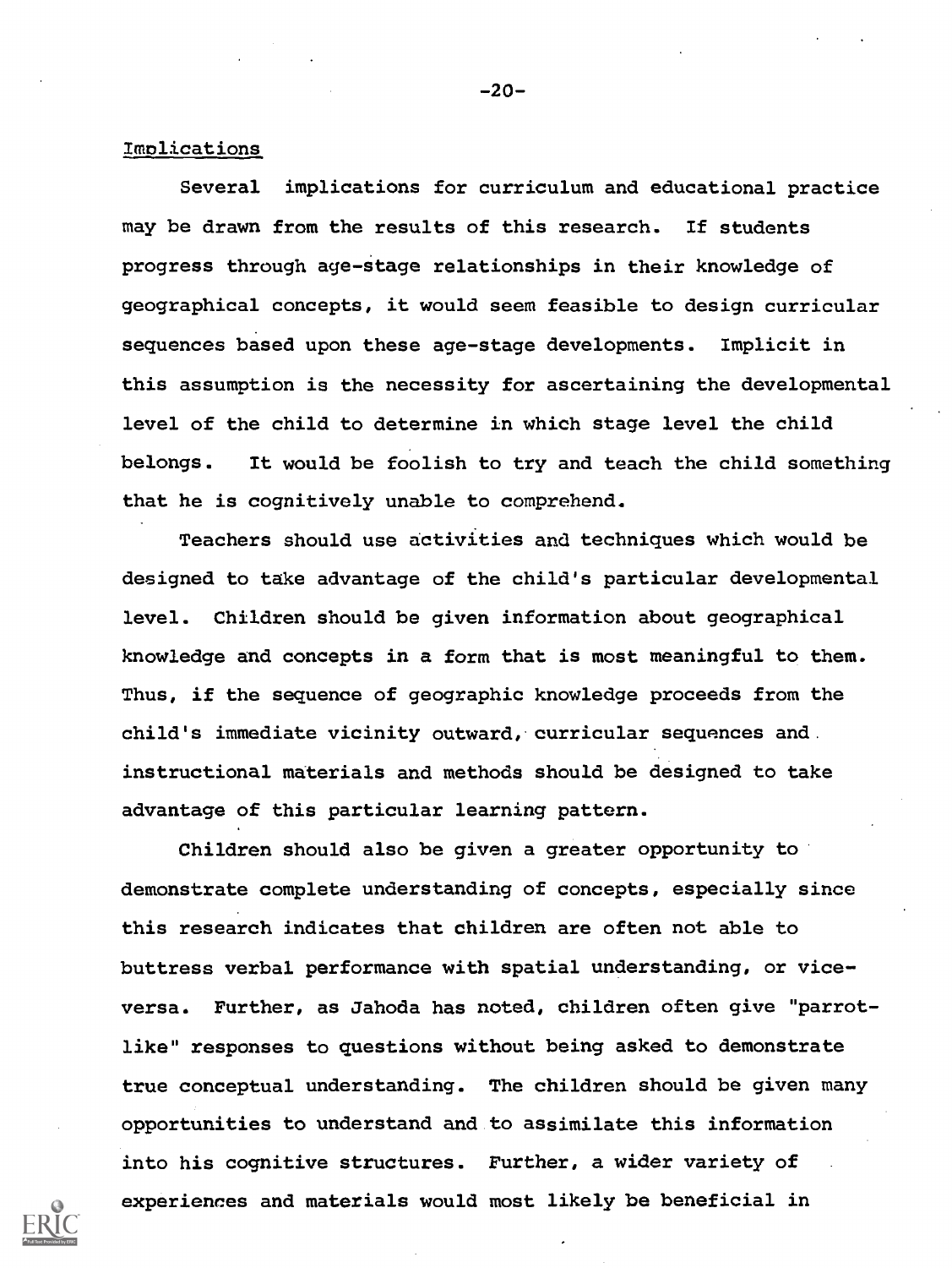## Implications

Several implications for curriculum and educational practice may be drawn from the results of this research. If students progress through age-stage relationships in their knowledge of geographical concepts, it would seem feasible to design curricular sequences based upon these age-stage developments. Implicit in this assumption is the necessity for ascertaining the developmental level of the child to determine in which stage level the child belongs. It would be foolish to try and teach the child something that he is cognitively unable to comprehend.

Teachers should use activities and techniques which would be designed to take advantage of the child's particular developmental level. Children should be given information about geographical knowledge and concepts in a form that is most meaningful to them. Thus, if the sequence of geographic knowledge proceeds from the child's immediate vicinity outward, curricular sequences and instructional materials and methods should be designed to take advantage of this particular learning pattern.

Children should also be given a greater opportunity to demonstrate complete understanding of concepts, especially since this research indicates that children are often not able to buttress verbal performance with spatial understanding, or vice-versa. Further, as Jahoda has noted, children often give "parrot-like" responses to questions without being asked to demonstrate true conceptual understanding. The children should be given many opportunities to understand and to assimilate this information into his cognitive structures. Further, a wider variety of experiences and materials would most likely be beneficial in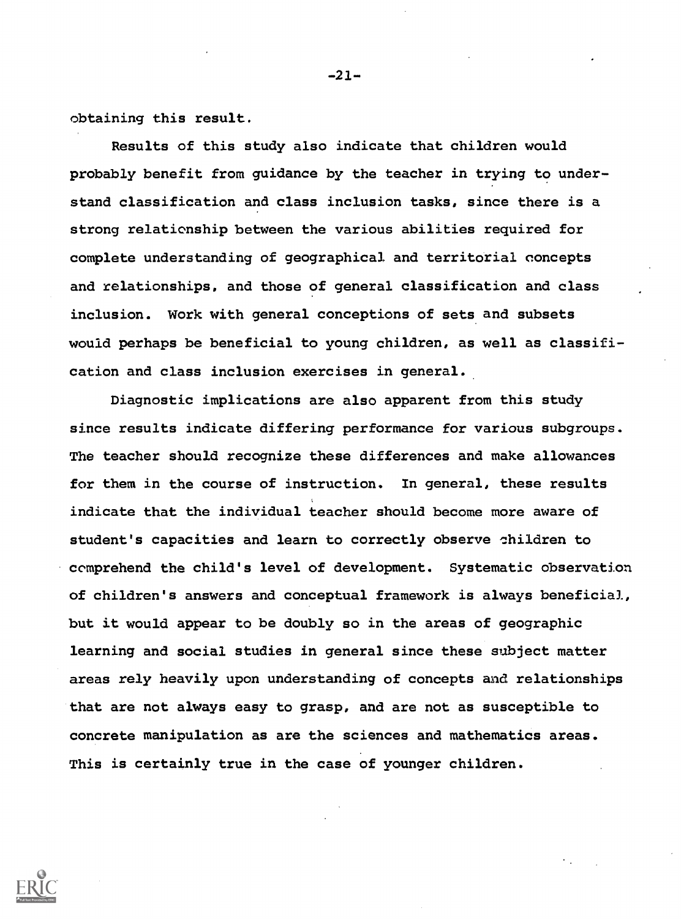obtaining this result.

Results of this study also indicate that children would probably benefit from guidance by the teacher in trying to understand classification and class inclusion tasks, since there is a strong relationship between the various abilities required for complete understanding of geographical and territorial concepts and relationships, and those of general classification and class inclusion. Work with general conceptions of sets and subsets would perhaps be beneficial to young children, as well as classification and class inclusion exercises in general.

Diagnostic implications are also apparent from this study since results indicate differing performance for various subgroups. The teacher should recognize these differences and make allowances for them in the course of instruction. In general, these results indicate that the individual teacher should become more aware of student's capacities and learn to correctly observe children to comprehend the child's level of development. Systematic observation of children's answers and conceptual framework is always beneficial, but it would appear to be doubly so in the areas of geographic learning and social studies in general since these subject matter areas rely heavily upon understanding of concepts and relationships that are not always easy to grasp, and are not as susceptible to concrete manipulation as are the sciences and mathematics areas. This is certainly true in the case of younger children.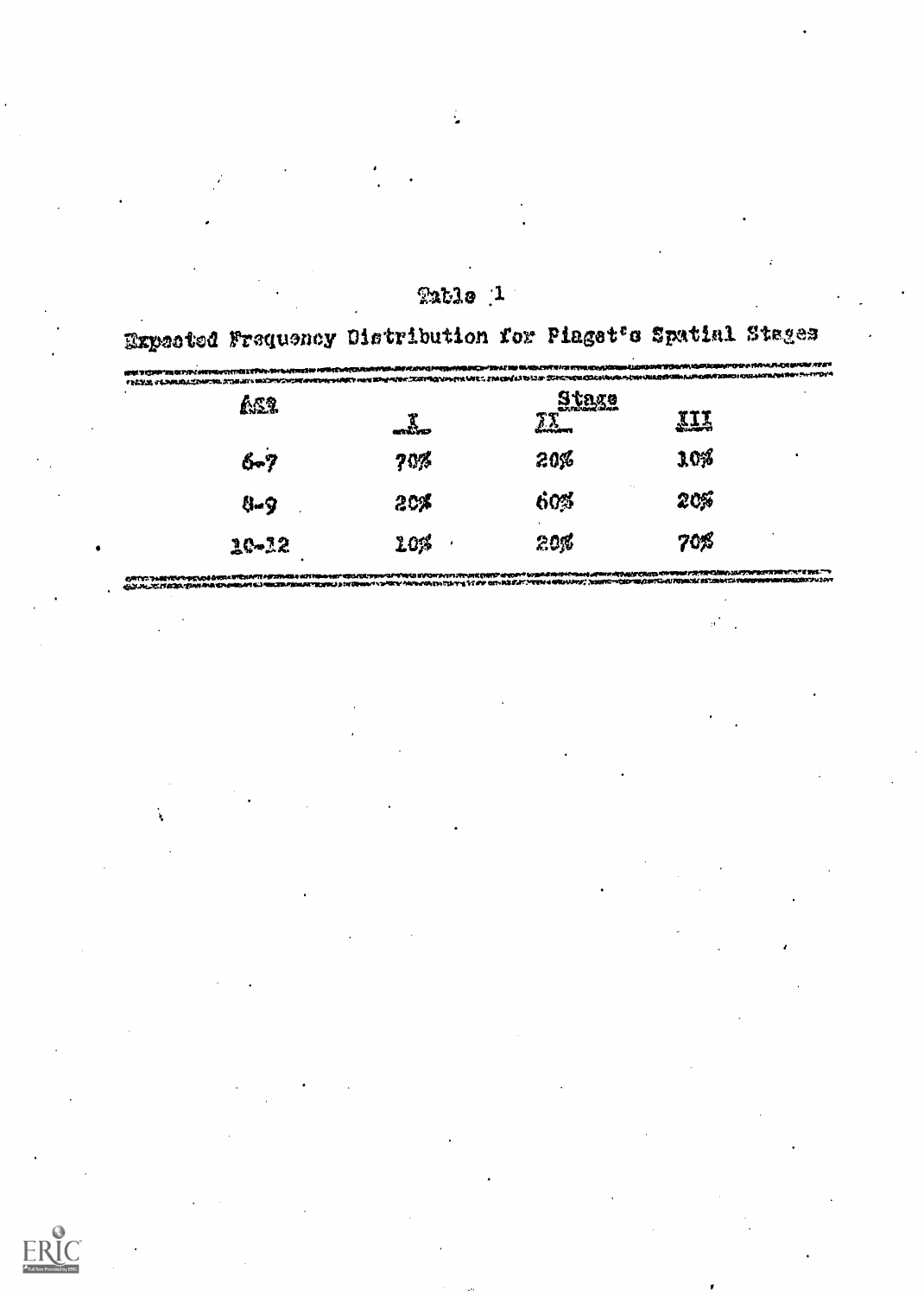Table 1

Expected Frequency Distribution for Piaget's Spatial Stages

| Age | Stage | | |
|---|---|---|---|
| | I | II | III |
| 6-7 | 70% | 20% | 10% |
| 8-9 | 20% | 60% | 20% |
| 10-12 | 10% | 20% | 70% |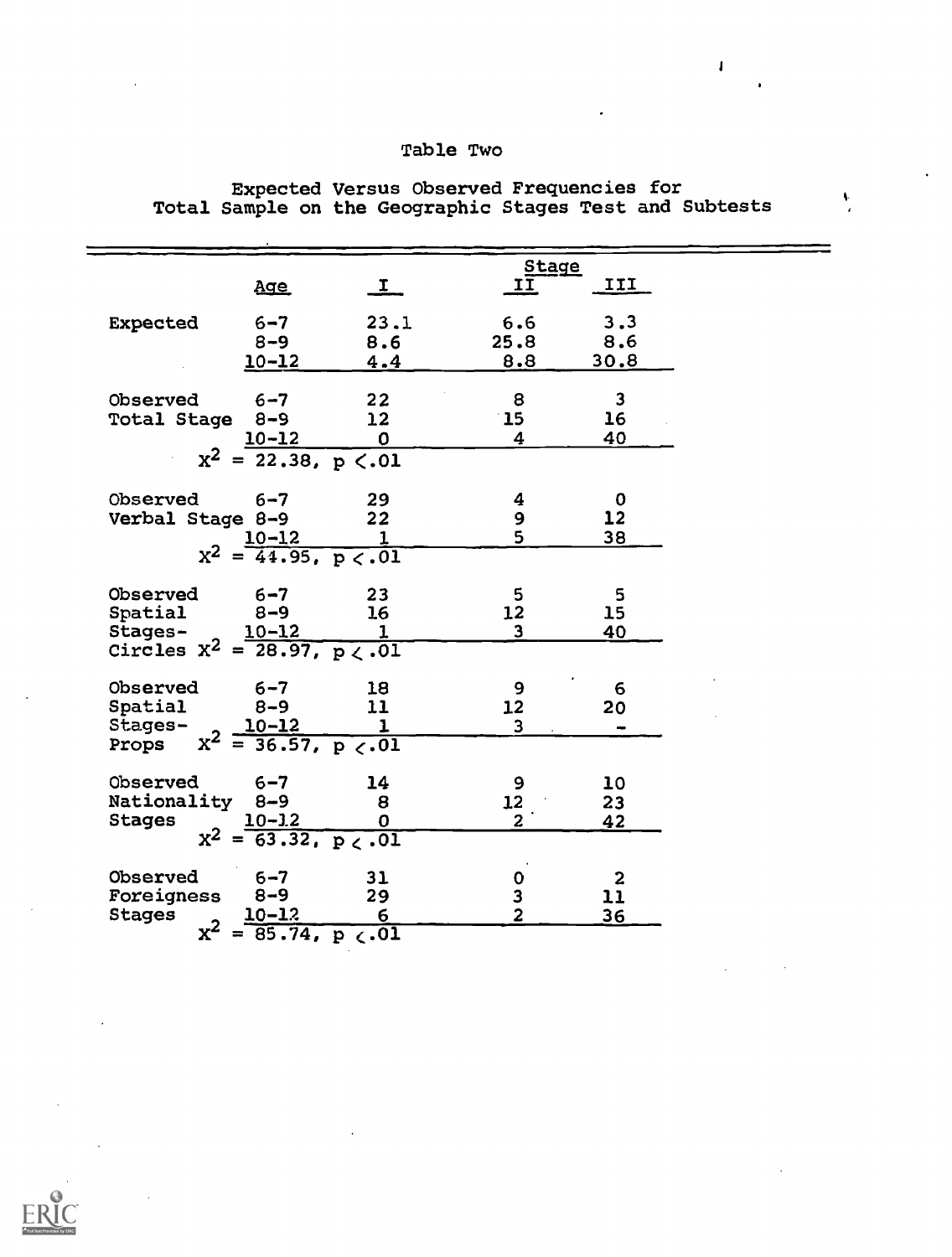# Table Two

## Expected Versus Observed Frequencies for Total Sample on the Geographic Stages Test and Subtests

| | Age | Stage I | Stage II | Stage III |
|---|---|---|---|---|
| Expected | 6-7 | 23.1 | 6.6 | 3.3 |
| | 8-9 | 8.6 | 25.8 | 8.6 |
| | 10-12 | 4.4 | 8.8 | 30.8 |
| Observed Total Stage | 6-7 | 22 | 8 | 3 |
| | 8-9 | 12 | 15 | 16 |
| | 10-12 | 0 | 4 | 40 |
| | $X^2 = 22.38$, $p < .01$ | | | |
| Observed Verbal Stage | 6-7 | 29 | 4 | 0 |
| | 8-9 | 22 | 9 | 12 |
| | 10-12 | 1 | 5 | 38 |
| | $X^2 = 44.95$, $p < .01$ | | | |
| Observed Spatial Stages-Circles | 6-7 | 23 | 5 | 5 |
| | 8-9 | 16 | 12 | 15 |
| | 10-12 | 1 | 3 | 40 |
| | $X^2 = 28.97$, $p < .01$ | | | |
| Observed Spatial Stages-Props | 6-7 | 18 | 9 | 6 |
| | 8-9 | 11 | 12 | 20 |
| | 10-12 | 1 | 3 | - |
| | $X^2 = 36.57$, $p < .01$ | | | |
| Observed Nationality Stages | 6-7 | 14 | 9 | 10 |
| | 8-9 | 8 | 12 | 23 |
| | 10-12 | 0 | 2 | 42 |
| | $X^2 = 63.32$, $p < .01$ | | | |
| Observed Foreigness Stages | 6-7 | 31 | 0 | 2 |
| | 8-9 | 29 | 3 | 11 |
| | 10-12 | 6 | 2 | 36 |
| | $X^2 = 85.74$, $p < .01$ | | | |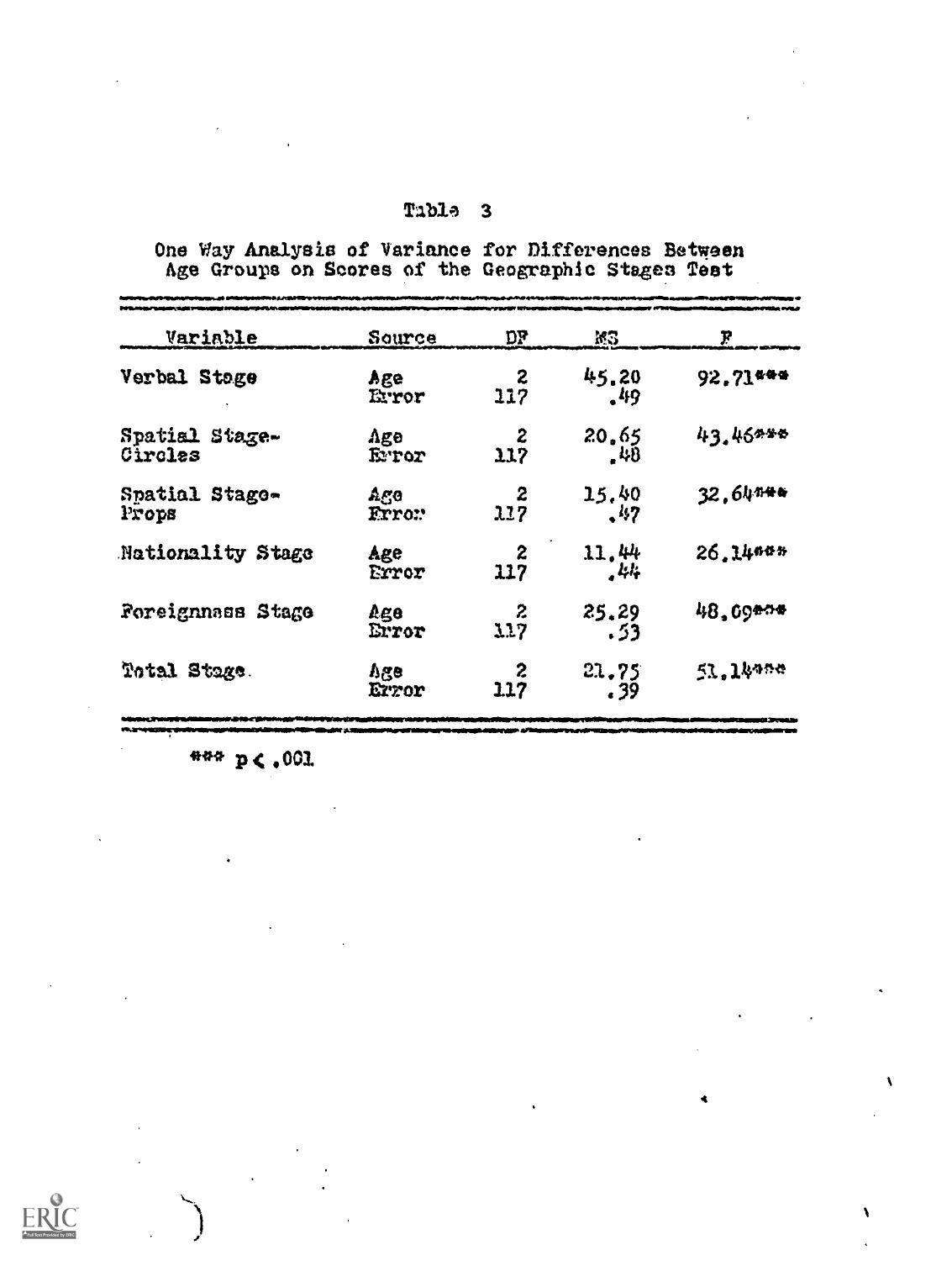Table 3

One Way Analysis of Variance for Differences Between Age Groups on Scores of the Geographic Stages Test

| Variable | Source | DF | MS | F |
|---|---|---|---|---|
| Verbal Stage | Age | 2 | 45.20 | 92.71*** |
| | Error | 117 | .49 | |
| Spatial Stage-Circles | Age | 2 | 20.65 | 43.46*** |
| | Error | 117 | .48 | |
| Spatial Stage-Props | Age | 2 | 15.40 | 32.64*** |
| | Error | 117 | .47 | |
| Nationality Stage | Age | 2 | 11.44 | 26.14*** |
| | Error | 117 | .44 | |
| Foreignness Stage | Age | 2 | 25.29 | 48.09*** |
| | Error | 117 | .53 | |
| Total Stage | Age | 2 | 21.75 | 51.14*** |
| | Error | 117 | .39 | |

*** $p < .001$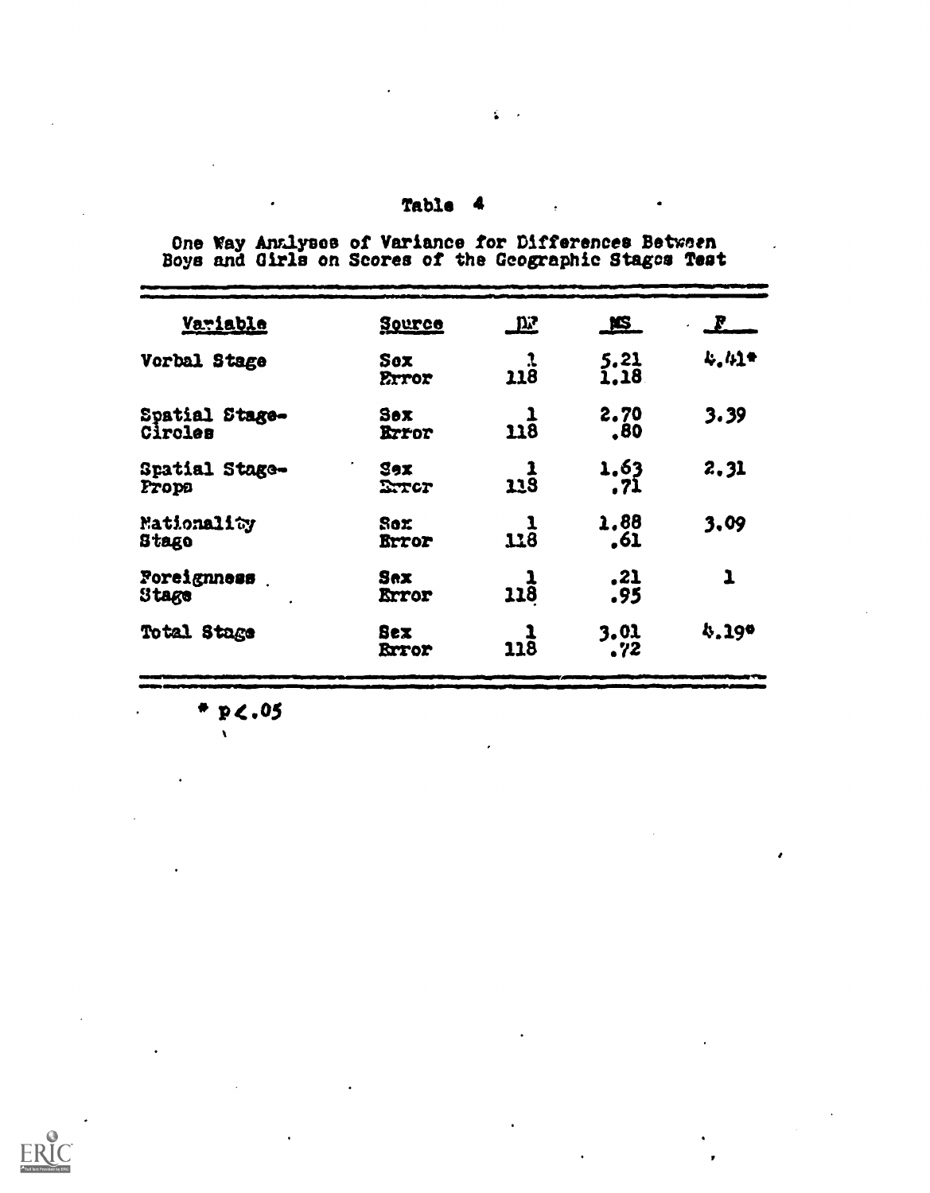Table 4

One Way Analyses of Variance for Differences Between Boys and Girls on Scores of the Geographic Stages Test

| Variable | Source | DF | MS | F |
|---|---|---|---|---|
| Verbal Stage | Sex | 1 | 5.21 | 4.41* |
| | Error | 118 | 1.18 | |
| Spatial Stage-Circles | Sex | 1 | 2.70 | 3.39 |
| | Error | 118 | .80 | |
| Spatial Stage-Props | Sex | 1 | 1.63 | 2.31 |
| | Error | 118 | .71 | |
| Nationality Stage | Sex | 1 | 1.88 | 3.09 |
| | Error | 118 | .61 | |
| Foreignness Stage | Sex | 1 | .21 | 1 |
| | Error | 118 | .95 | |
| Total Stage | Sex | 1 | 3.01 | 4.19* |
| | Error | 118 | .72 | |

\* $p < .05$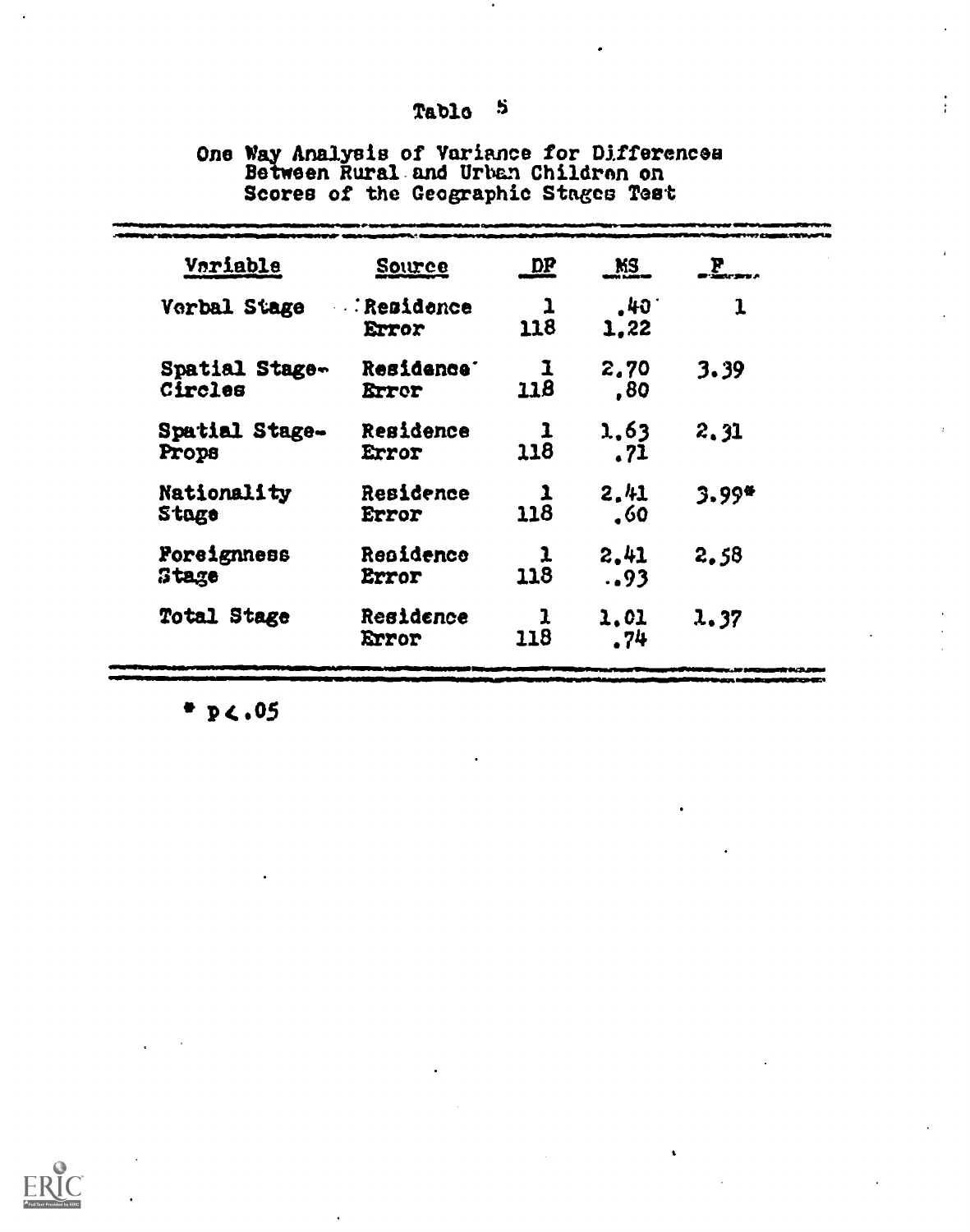Table 5

One Way Analysis of Variance for Differences Between Rural and Urban Children on Scores of the Geographic Stages Test

| Variable | Source | DF | MS | F |
|---|---|---|---|---|
| Verbal Stage | Residence | 1 | .40 | 1 |
| | Error | 118 | 1.22 | |
| Spatial Stage-Circles | Residence | 1 | 2.70 | 3.39 |
| | Error | 118 | .80 | |
| Spatial Stage-Props | Residence | 1 | 1.63 | 2.31 |
| | Error | 118 | .71 | |
| Nationality Stage | Residence | 1 | 2.41 | 3.99* |
| | Error | 118 | .60 | |
| Foreignness Stage | Residence | 1 | 2.41 | 2.58 |
| | Error | 118 | ..93 | |
| Total Stage | Residence | 1 | 1.01 | 1.37 |
| | Error | 118 | .74 | |

* $p < .05$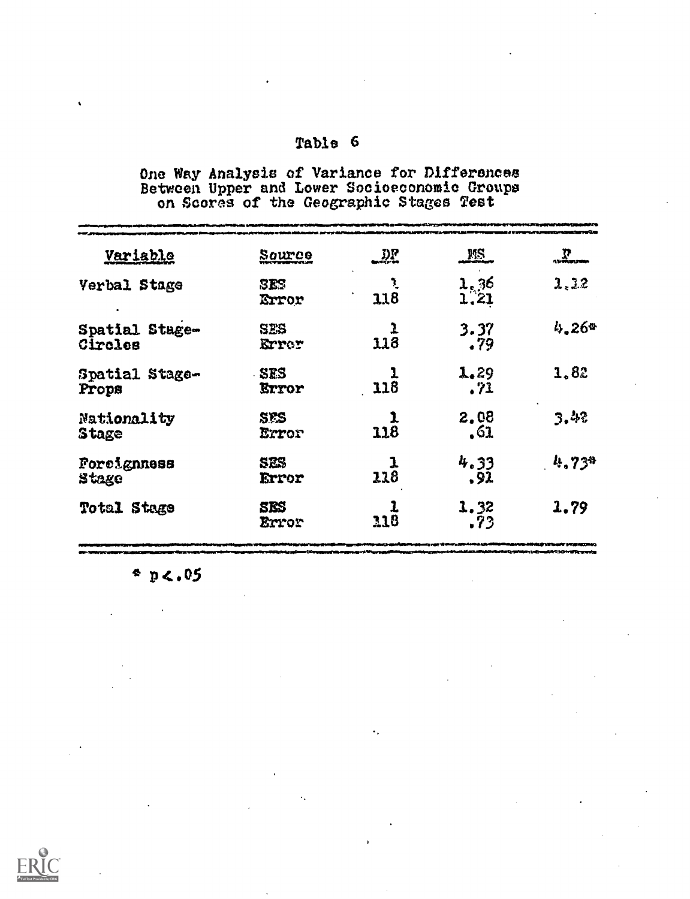Table 6

One Way Analysis of Variance for Differences Between Upper and Lower Socioeconomic Groups on Scores of the Geographic Stages Test

| Variable | Source | DF | MS | F |
|---|---|---|---|---|
| Verbal Stage | SES | 1 | 1.36 | 1.12 |
| | Error | 118 | 1.21 | |
| Spatial Stage-Circles | SES | 1 | 3.37 | 4.26* |
| | Error | 118 | .79 | |
| Spatial Stage-Props | SES | 1 | 1.29 | 1.82 |
| | Error | 118 | .71 | |
| Nationality Stage | SES | 1 | 2.08 | 3.42 |
| | Error | 118 | .61 | |
| Foreignness Stage | SES | 1 | 4.33 | 4.73* |
| | Error | 118 | .91 | |
| Total Stage | SES | 1 | 1.32 | 1.79 |
| | Error | 118 | .73 | |

* $p < .05$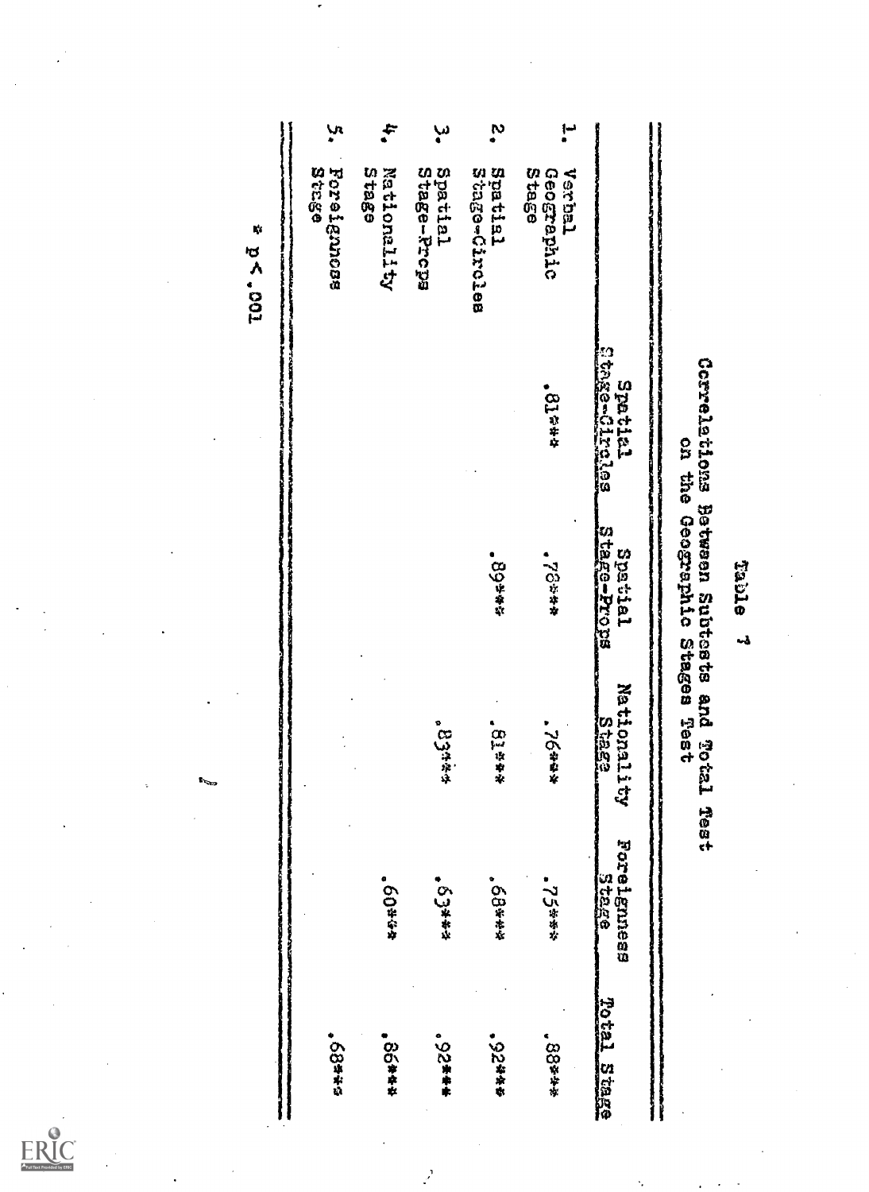Table 7

Correlations Between Subtests and Total Test on the Geographic Stages Test

| | Spatial Stage-Circles | Spatial Stage-Props | Nationality Stage | Foreignness Stage | Total Stage |
|---|---|---|---|---|---|
| 1. Verbal Geographic Stage | .81*** | .78*** | .76*** | .75*** | .88*** |
| 2. Spatial Stage-Circles | | .89*** | .81*** | .68*** | .92*** |
| 3. Spatial Stage-Props | | | .83*** | .63*** | .92*** |
| 4. Nationality Stage | | | | .60*** | .86*** |
| 5. Foreignness Stage | | | | | .68*** |

* $p < .001$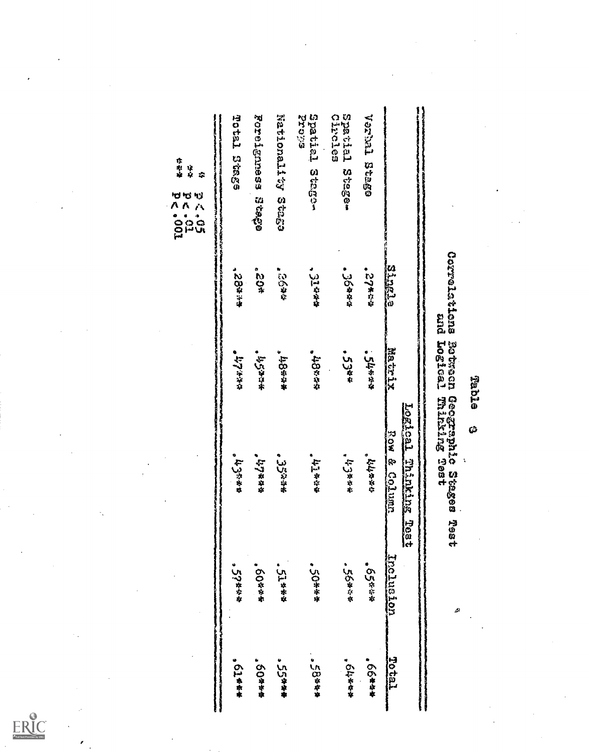# Table 8

Correlations Between Geographic Stages Test and Logical Thinking Test

| | Logical Thinking Test | | | | |
|---|---|---|---|---|---|
| | Single | Matrix | Row & Column | Inclusion | Total |
| Verbal Stage | .27*** | .54*** | .44*** | .65*** | .66*** |
| Spatial Stage-Circles | .36*** | .53** | .43*** | .56*** | .64*** |
| Spatial Stage-Props | .31*** | .48*** | .41*** | .50*** | .58*** |
| Nationality Stage | .26** | .48*** | .35*** | .51*** | .55*** |
| Foreignness Stage | .20* | .45*** | .47*** | .60*** | .60*** |
| Total Stage | .28*** | .47*** | .43*** | .57*** | .61*** |

\* $p < .05$
\*\* $p < .01$
\*\*\* $p < .001$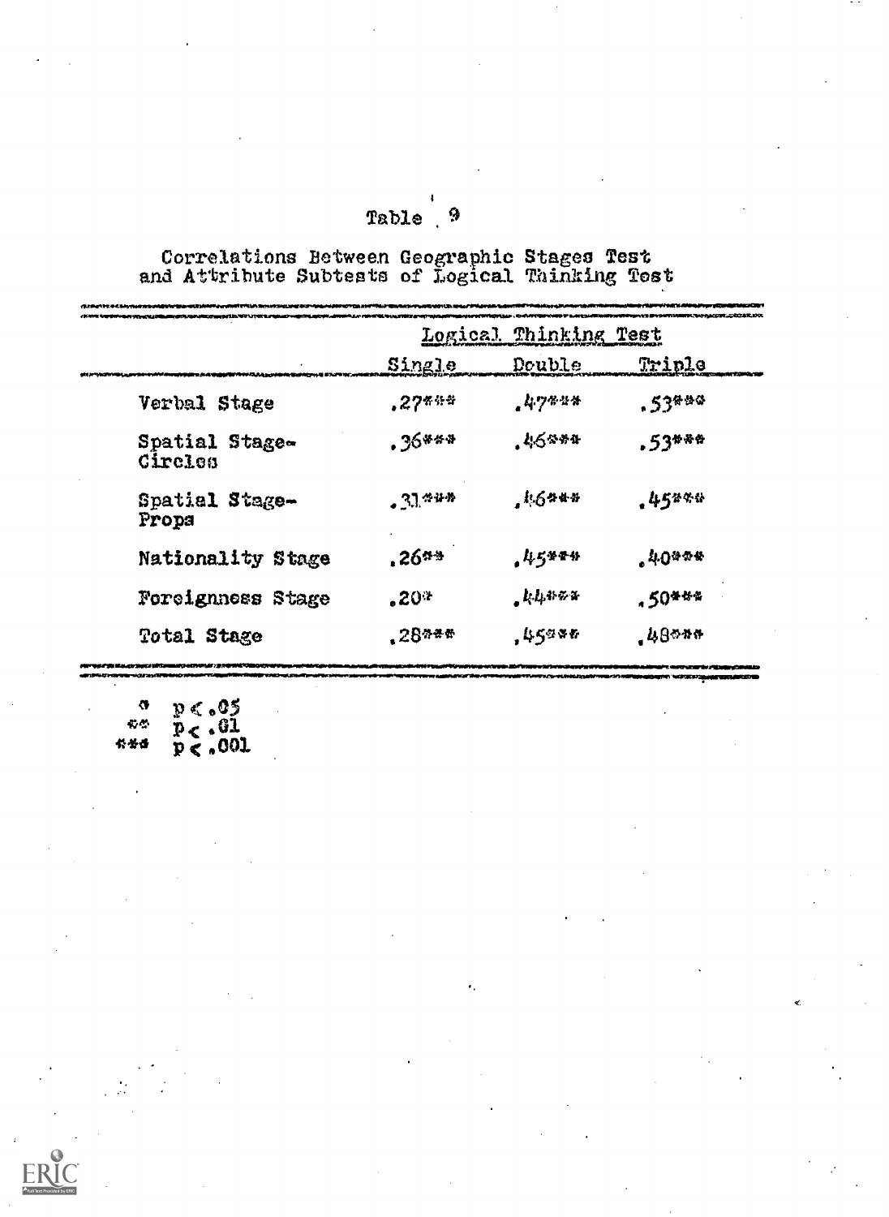Table 9

Correlations Between Geographic Stages Test and Attribute Subtests of Logical Thinking Test

| | Logical Thinking Test | | |
|---|---|---|---|
| | Single | Double | Triple |
| Verbal Stage | .27*** | .47*** | .53*** |
| Spatial Stage-Circles | .36*** | .46*** | .53*** |
| Spatial Stage-Props | .31*** | .46*** | .45*** |
| Nationality Stage | .26** | .45*** | .40*** |
| Foreignness Stage | .20* | .44*** | .50*** |
| Total Stage | .28*** | .45*** | .48*** |

\* $p < .05$
\*\* $p < .01$
\*\*\* $p < .001$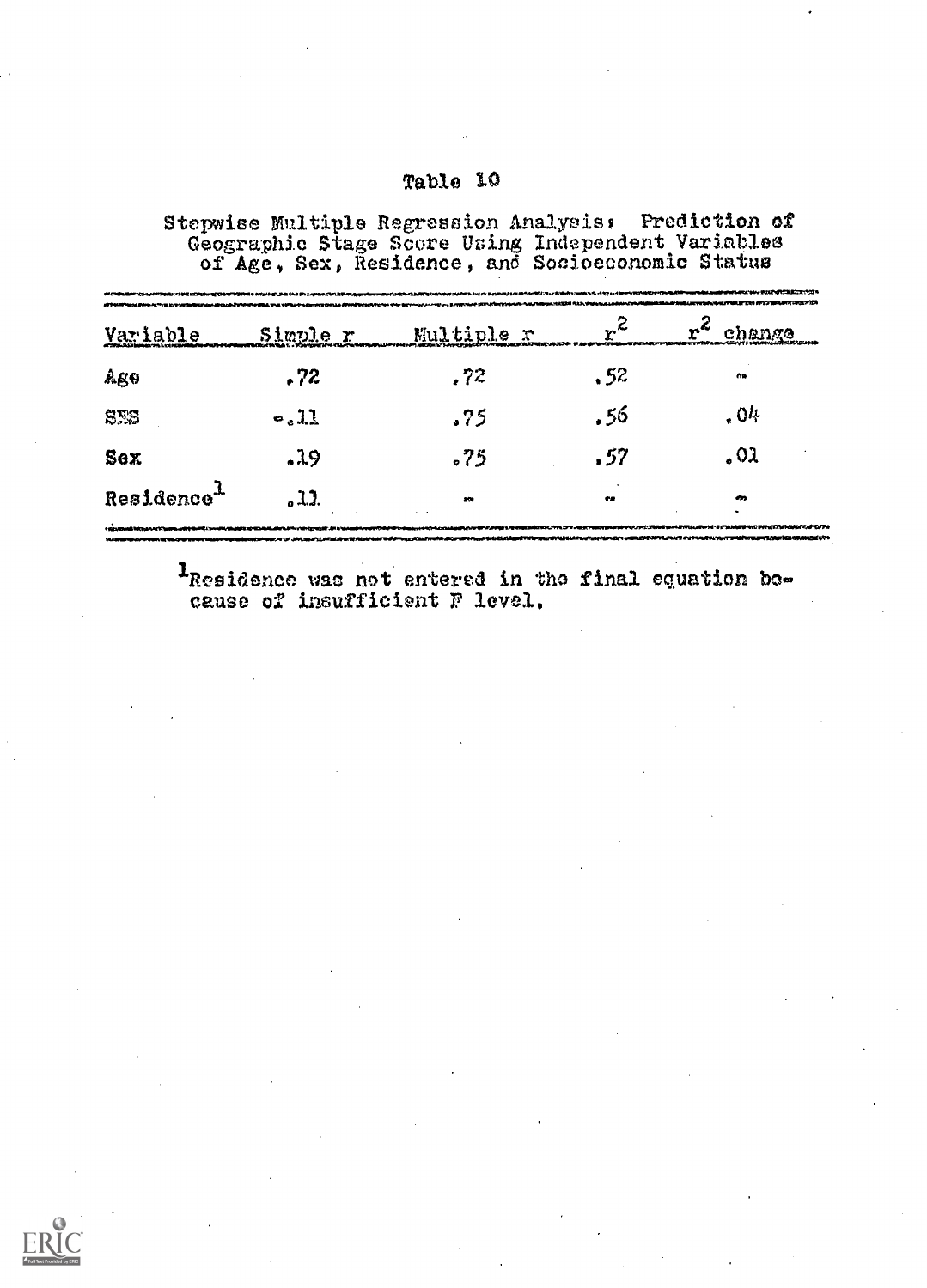# Table 10

Stepwise Multiple Regression Analysis: Prediction of Geographic Stage Score Using Independent Variables of Age, Sex, Residence, and Socioeconomic Status

| Variable | Simple r | Multiple r | $r^2$ | $r^2$ change |
|---|---|---|---|---|
| Age | .72 | .72 | .52 | - |
| SES | -.11 | .75 | .56 | .04 |
| Sex | .19 | .75 | .57 | .01 |
| Residence[1] | .11 | - | - | - |

[1]Residence was not entered in the final equation because of insufficient F level.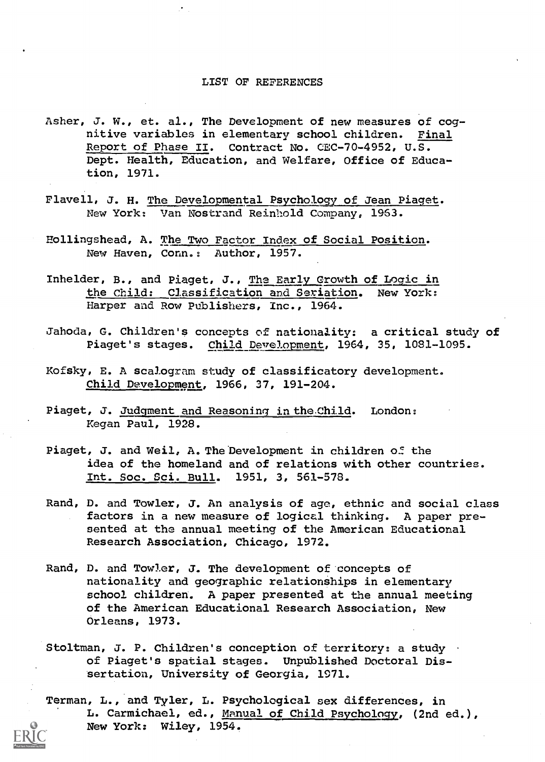# LIST OF REFERENCES

Asher, J. W., et. al., The Development of new measures of cognitive variables in elementary school children. Final Report of Phase II. Contract No. OEC-70-4952, U.S. Dept. Health, Education, and Welfare, Office of Education, 1971.

Flavell, J. H. The Developmental Psychology of Jean Piaget. New York: Van Nostrand Reinhold Company, 1963.

Hollingshead, A. The Two Factor Index of Social Position. New Haven, Conn.: Author, 1957.

Inhelder, B., and Piaget, J., The Early Growth of Logic in the Child: Classification and Seriation. New York: Harper and Row Publishers, Inc., 1964.

Jahoda, G. Children's concepts of nationality: a critical study of Piaget's stages. Child Development, 1964, 35, 1081-1095.

Kofsky, E. A scalogram study of classificatory development. Child Development, 1966, 37, 191-204.

Piaget, J. Judgment and Reasoning in the Child. London: Kegan Paul, 1928.

Piaget, J. and Weil, A. The Development in children of the idea of the homeland and of relations with other countries. Int. Soc. Sci. Bull. 1951, 3, 561-578.

Rand, D. and Towler, J. An analysis of age, ethnic and social class factors in a new measure of logical thinking. A paper presented at the annual meeting of the American Educational Research Association, Chicago, 1972.

Rand, D. and Towler, J. The development of concepts of nationality and geographic relationships in elementary school children. A paper presented at the annual meeting of the American Educational Research Association, New Orleans, 1973.

Stoltman, J. P. Children's conception of territory: a study of Piaget's spatial stages. Unpublished Doctoral Dissertation, University of Georgia, 1971.

Terman, L., and Tyler, L. Psychological sex differences, in L. Carmichael, ed., Manual of Child Psychology, (2nd ed.), New York: Wiley, 1954.